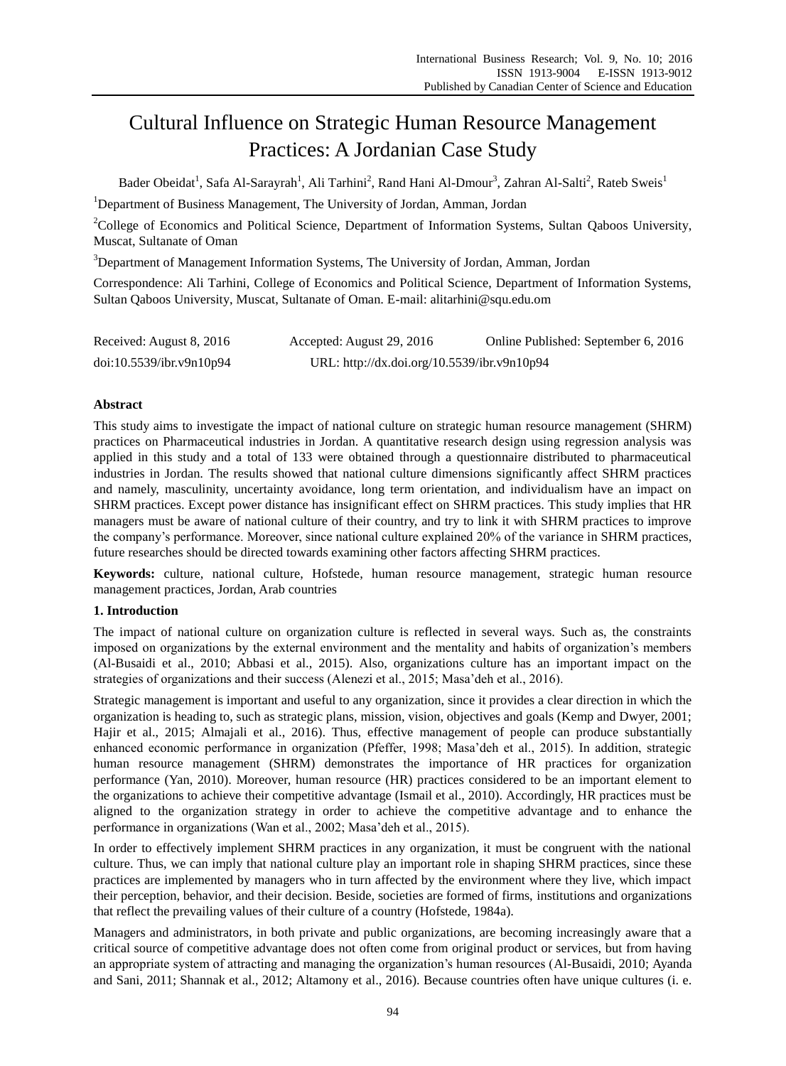# Cultural Influence on Strategic Human Resource Management Practices: A Jordanian Case Study

Bader Obeidat[1], Safa Al-Sarayrah[1], Ali Tarhini[2], Rand Hani Al-Dmour[3], Zahran Al-Salti[2], Rateb Sweis[1]

[1]Department of Business Management, The University of Jordan, Amman, Jordan

[2]College of Economics and Political Science, Department of Information Systems, Sultan Qaboos University, Muscat, Sultanate of Oman

[3]Department of Management Information Systems, The University of Jordan, Amman, Jordan

Correspondence: Ali Tarhini, College of Economics and Political Science, Department of Information Systems, Sultan Qaboos University, Muscat, Sultanate of Oman. E-mail: alitarhini@squ.edu.om

Received: August 8, 2016 Accepted: August 29, 2016 Online Published: September 6, 2016

doi:10.5539/ibr.v9n10p94 URL: http://dx.doi.org/10.5539/ibr.v9n10p94

**Abstract**

This study aims to investigate the impact of national culture on strategic human resource management (SHRM) practices on Pharmaceutical industries in Jordan. A quantitative research design using regression analysis was applied in this study and a total of 133 were obtained through a questionnaire distributed to pharmaceutical industries in Jordan. The results showed that national culture dimensions significantly affect SHRM practices and namely, masculinity, uncertainty avoidance, long term orientation, and individualism have an impact on SHRM practices. Except power distance has insignificant effect on SHRM practices. This study implies that HR managers must be aware of national culture of their country, and try to link it with SHRM practices to improve the company's performance. Moreover, since national culture explained 20% of the variance in SHRM practices, future researches should be directed towards examining other factors affecting SHRM practices.

**Keywords:** culture, national culture, Hofstede, human resource management, strategic human resource management practices, Jordan, Arab countries

## 1. Introduction

The impact of national culture on organization culture is reflected in several ways. Such as, the constraints imposed on organizations by the external environment and the mentality and habits of organization's members (Al-Busaidi et al., 2010; Abbasi et al., 2015). Also, organizations culture has an important impact on the strategies of organizations and their success (Alenezi et al., 2015; Masa'deh et al., 2016).

Strategic management is important and useful to any organization, since it provides a clear direction in which the organization is heading to, such as strategic plans, mission, vision, objectives and goals (Kemp and Dwyer, 2001; Hajir et al., 2015; Almajali et al., 2016). Thus, effective management of people can produce substantially enhanced economic performance in organization (Pfeffer, 1998; Masa'deh et al., 2015). In addition, strategic human resource management (SHRM) demonstrates the importance of HR practices for organization performance (Yan, 2010). Moreover, human resource (HR) practices considered to be an important element to the organizations to achieve their competitive advantage (Ismail et al., 2010). Accordingly, HR practices must be aligned to the organization strategy in order to achieve the competitive advantage and to enhance the performance in organizations (Wan et al., 2002; Masa'deh et al., 2015).

In order to effectively implement SHRM practices in any organization, it must be congruent with the national culture. Thus, we can imply that national culture play an important role in shaping SHRM practices, since these practices are implemented by managers who in turn affected by the environment where they live, which impact their perception, behavior, and their decision. Beside, societies are formed of firms, institutions and organizations that reflect the prevailing values of their culture of a country (Hofstede, 1984a).

Managers and administrators, in both private and public organizations, are becoming increasingly aware that a critical source of competitive advantage does not often come from original product or services, but from having an appropriate system of attracting and managing the organization's human resources (Al-Busaidi, 2010; Ayanda and Sani, 2011; Shannak et al., 2012; Altamony et al., 2016). Because countries often have unique cultures (i. e.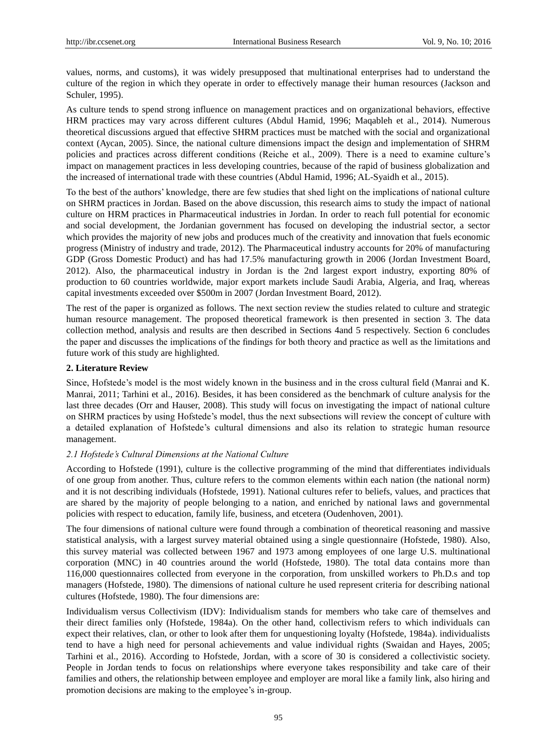values, norms, and customs), it was widely presupposed that multinational enterprises had to understand the culture of the region in which they operate in order to effectively manage their human resources (Jackson and Schuler, 1995).

As culture tends to spend strong influence on management practices and on organizational behaviors, effective HRM practices may vary across different cultures (Abdul Hamid, 1996; Maqableh et al., 2014). Numerous theoretical discussions argued that effective SHRM practices must be matched with the social and organizational context (Aycan, 2005). Since, the national culture dimensions impact the design and implementation of SHRM policies and practices across different conditions (Reiche et al., 2009). There is a need to examine culture's impact on management practices in less developing countries, because of the rapid of business globalization and the increased of international trade with these countries (Abdul Hamid, 1996; AL-Syaidh et al., 2015).

To the best of the authors' knowledge, there are few studies that shed light on the implications of national culture on SHRM practices in Jordan. Based on the above discussion, this research aims to study the impact of national culture on HRM practices in Pharmaceutical industries in Jordan. In order to reach full potential for economic and social development, the Jordanian government has focused on developing the industrial sector, a sector which provides the majority of new jobs and produces much of the creativity and innovation that fuels economic progress (Ministry of industry and trade, 2012). The Pharmaceutical industry accounts for 20% of manufacturing GDP (Gross Domestic Product) and has had 17.5% manufacturing growth in 2006 (Jordan Investment Board, 2012). Also, the pharmaceutical industry in Jordan is the 2nd largest export industry, exporting 80% of production to 60 countries worldwide, major export markets include Saudi Arabia, Algeria, and Iraq, whereas capital investments exceeded over $500m in 2007 (Jordan Investment Board, 2012).

The rest of the paper is organized as follows. The next section review the studies related to culture and strategic human resource management. The proposed theoretical framework is then presented in section 3. The data collection method, analysis and results are then described in Sections 4and 5 respectively. Section 6 concludes the paper and discusses the implications of the findings for both theory and practice as well as the limitations and future work of this study are highlighted.

## 2. Literature Review

Since, Hofstede's model is the most widely known in the business and in the cross cultural field (Manrai and K. Manrai, 2011; Tarhini et al., 2016). Besides, it has been considered as the benchmark of culture analysis for the last three decades (Orr and Hauser, 2008). This study will focus on investigating the impact of national culture on SHRM practices by using Hofstede's model, thus the next subsections will review the concept of culture with a detailed explanation of Hofstede's cultural dimensions and also its relation to strategic human resource management.

### *2.1 Hofstede's Cultural Dimensions at the National Culture*

According to Hofstede (1991), culture is the collective programming of the mind that differentiates individuals of one group from another. Thus, culture refers to the common elements within each nation (the national norm) and it is not describing individuals (Hofstede, 1991). National cultures refer to beliefs, values, and practices that are shared by the majority of people belonging to a nation, and enriched by national laws and governmental policies with respect to education, family life, business, and etcetera (Oudenhoven, 2001).

The four dimensions of national culture were found through a combination of theoretical reasoning and massive statistical analysis, with a largest survey material obtained using a single questionnaire (Hofstede, 1980). Also, this survey material was collected between 1967 and 1973 among employees of one large U.S. multinational corporation (MNC) in 40 countries around the world (Hofstede, 1980). The total data contains more than 116,000 questionnaires collected from everyone in the corporation, from unskilled workers to Ph.D.s and top managers (Hofstede, 1980). The dimensions of national culture he used represent criteria for describing national cultures (Hofstede, 1980). The four dimensions are:

Individualism versus Collectivism (IDV): Individualism stands for members who take care of themselves and their direct families only (Hofstede, 1984a). On the other hand, collectivism refers to which individuals can expect their relatives, clan, or other to look after them for unquestioning loyalty (Hofstede, 1984a). individualists tend to have a high need for personal achievements and value individual rights (Swaidan and Hayes, 2005; Tarhini et al., 2016). According to Hofstede, Jordan, with a score of 30 is considered a collectivistic society. People in Jordan tends to focus on relationships where everyone takes responsibility and take care of their families and others, the relationship between employee and employer are moral like a family link, also hiring and promotion decisions are making to the employee's in-group.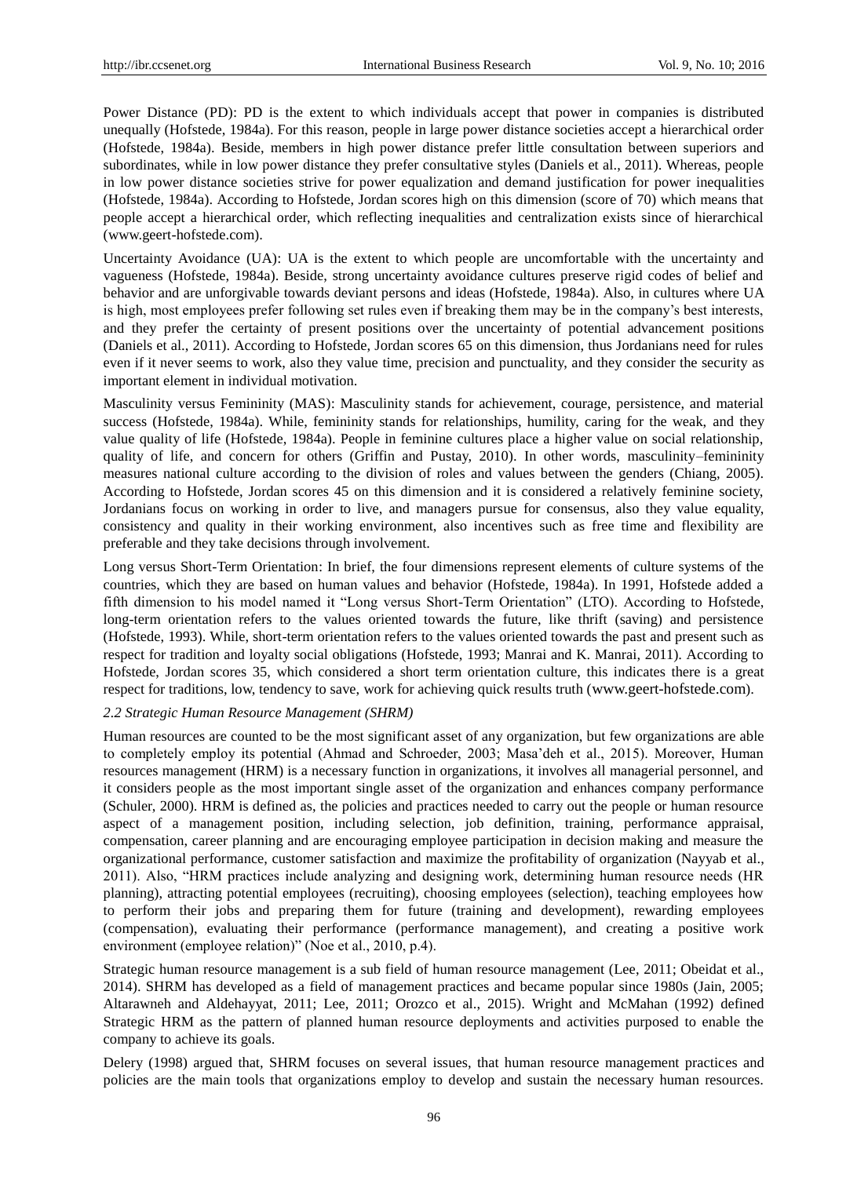Power Distance (PD): PD is the extent to which individuals accept that power in companies is distributed unequally (Hofstede, 1984a). For this reason, people in large power distance societies accept a hierarchical order (Hofstede, 1984a). Beside, members in high power distance prefer little consultation between superiors and subordinates, while in low power distance they prefer consultative styles (Daniels et al., 2011). Whereas, people in low power distance societies strive for power equalization and demand justification for power inequalities (Hofstede, 1984a). According to Hofstede, Jordan scores high on this dimension (score of 70) which means that people accept a hierarchical order, which reflecting inequalities and centralization exists since of hierarchical (www.geert-hofstede.com).

Uncertainty Avoidance (UA): UA is the extent to which people are uncomfortable with the uncertainty and vagueness (Hofstede, 1984a). Beside, strong uncertainty avoidance cultures preserve rigid codes of belief and behavior and are unforgivable towards deviant persons and ideas (Hofstede, 1984a). Also, in cultures where UA is high, most employees prefer following set rules even if breaking them may be in the company's best interests, and they prefer the certainty of present positions over the uncertainty of potential advancement positions (Daniels et al., 2011). According to Hofstede, Jordan scores 65 on this dimension, thus Jordanians need for rules even if it never seems to work, also they value time, precision and punctuality, and they consider the security as important element in individual motivation.

Masculinity versus Femininity (MAS): Masculinity stands for achievement, courage, persistence, and material success (Hofstede, 1984a). While, femininity stands for relationships, humility, caring for the weak, and they value quality of life (Hofstede, 1984a). People in feminine cultures place a higher value on social relationship, quality of life, and concern for others (Griffin and Pustay, 2010). In other words, masculinity–femininity measures national culture according to the division of roles and values between the genders (Chiang, 2005). According to Hofstede, Jordan scores 45 on this dimension and it is considered a relatively feminine society, Jordanians focus on working in order to live, and managers pursue for consensus, also they value equality, consistency and quality in their working environment, also incentives such as free time and flexibility are preferable and they take decisions through involvement.

Long versus Short-Term Orientation: In brief, the four dimensions represent elements of culture systems of the countries, which they are based on human values and behavior (Hofstede, 1984a). In 1991, Hofstede added a fifth dimension to his model named it "Long versus Short-Term Orientation" (LTO). According to Hofstede, long-term orientation refers to the values oriented towards the future, like thrift (saving) and persistence (Hofstede, 1993). While, short-term orientation refers to the values oriented towards the past and present such as respect for tradition and loyalty social obligations (Hofstede, 1993; Manrai and K. Manrai, 2011). According to Hofstede, Jordan scores 35, which considered a short term orientation culture, this indicates there is a great respect for traditions, low, tendency to save, work for achieving quick results truth (www.geert-hofstede.com).

### *2.2 Strategic Human Resource Management (SHRM)*

Human resources are counted to be the most significant asset of any organization, but few organizations are able to completely employ its potential (Ahmad and Schroeder, 2003; Masa'deh et al., 2015). Moreover, Human resources management (HRM) is a necessary function in organizations, it involves all managerial personnel, and it considers people as the most important single asset of the organization and enhances company performance (Schuler, 2000). HRM is defined as, the policies and practices needed to carry out the people or human resource aspect of a management position, including selection, job definition, training, performance appraisal, compensation, career planning and are encouraging employee participation in decision making and measure the organizational performance, customer satisfaction and maximize the profitability of organization (Nayyab et al., 2011). Also, "HRM practices include analyzing and designing work, determining human resource needs (HR planning), attracting potential employees (recruiting), choosing employees (selection), teaching employees how to perform their jobs and preparing them for future (training and development), rewarding employees (compensation), evaluating their performance (performance management), and creating a positive work environment (employee relation)" (Noe et al., 2010, p.4).

Strategic human resource management is a sub field of human resource management (Lee, 2011; Obeidat et al., 2014). SHRM has developed as a field of management practices and became popular since 1980s (Jain, 2005; Altarawneh and Aldehayyat, 2011; Lee, 2011; Orozco et al., 2015). Wright and McMahan (1992) defined Strategic HRM as the pattern of planned human resource deployments and activities purposed to enable the company to achieve its goals.

Delery (1998) argued that, SHRM focuses on several issues, that human resource management practices and policies are the main tools that organizations employ to develop and sustain the necessary human resources.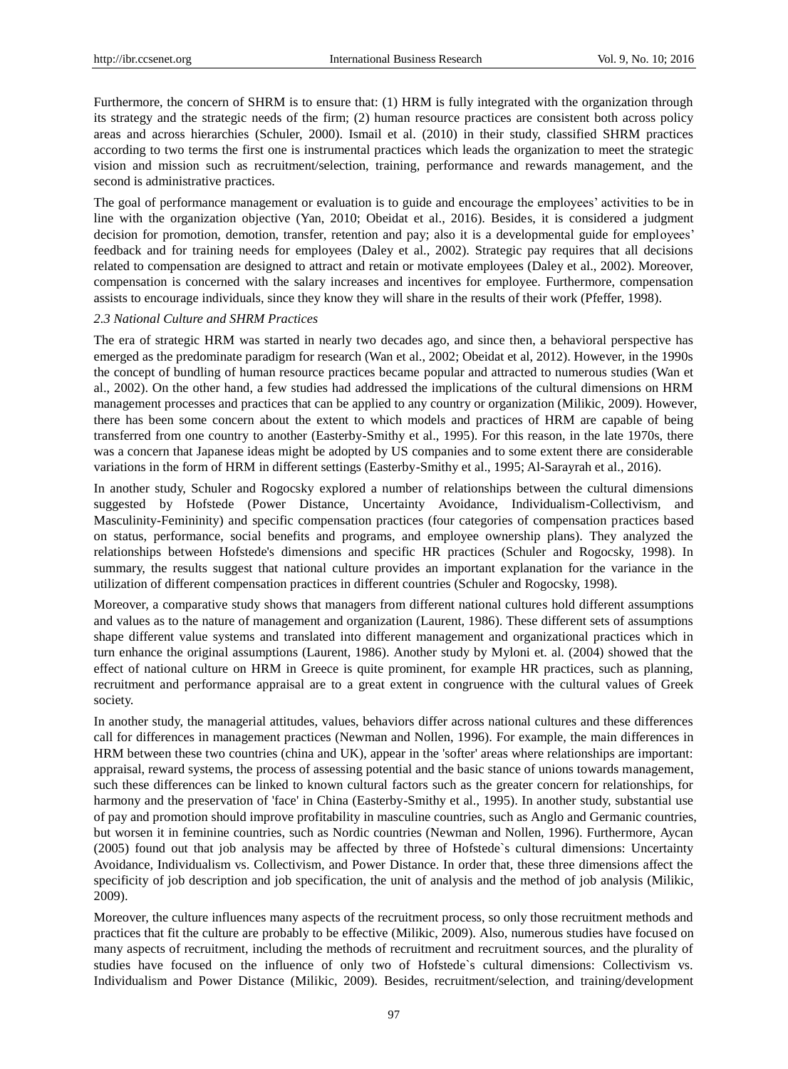Furthermore, the concern of SHRM is to ensure that: (1) HRM is fully integrated with the organization through its strategy and the strategic needs of the firm; (2) human resource practices are consistent both across policy areas and across hierarchies (Schuler, 2000). Ismail et al. (2010) in their study, classified SHRM practices according to two terms the first one is instrumental practices which leads the organization to meet the strategic vision and mission such as recruitment/selection, training, performance and rewards management, and the second is administrative practices.

The goal of performance management or evaluation is to guide and encourage the employees' activities to be in line with the organization objective (Yan, 2010; Obeidat et al., 2016). Besides, it is considered a judgment decision for promotion, demotion, transfer, retention and pay; also it is a developmental guide for employees' feedback and for training needs for employees (Daley et al., 2002). Strategic pay requires that all decisions related to compensation are designed to attract and retain or motivate employees (Daley et al., 2002). Moreover, compensation is concerned with the salary increases and incentives for employee. Furthermore, compensation assists to encourage individuals, since they know they will share in the results of their work (Pfeffer, 1998).

### *2.3 National Culture and SHRM Practices*

The era of strategic HRM was started in nearly two decades ago, and since then, a behavioral perspective has emerged as the predominate paradigm for research (Wan et al., 2002; Obeidat et al, 2012). However, in the 1990s the concept of bundling of human resource practices became popular and attracted to numerous studies (Wan et al., 2002). On the other hand, a few studies had addressed the implications of the cultural dimensions on HRM management processes and practices that can be applied to any country or organization (Milikic, 2009). However, there has been some concern about the extent to which models and practices of HRM are capable of being transferred from one country to another (Easterby-Smithy et al., 1995). For this reason, in the late 1970s, there was a concern that Japanese ideas might be adopted by US companies and to some extent there are considerable variations in the form of HRM in different settings (Easterby-Smithy et al., 1995; Al-Sarayrah et al., 2016).

In another study, Schuler and Rogocsky explored a number of relationships between the cultural dimensions suggested by Hofstede (Power Distance, Uncertainty Avoidance, Individualism-Collectivism, and Masculinity-Femininity) and specific compensation practices (four categories of compensation practices based on status, performance, social benefits and programs, and employee ownership plans). They analyzed the relationships between Hofstede's dimensions and specific HR practices (Schuler and Rogocsky, 1998). In summary, the results suggest that national culture provides an important explanation for the variance in the utilization of different compensation practices in different countries (Schuler and Rogocsky, 1998).

Moreover, a comparative study shows that managers from different national cultures hold different assumptions and values as to the nature of management and organization (Laurent, 1986). These different sets of assumptions shape different value systems and translated into different management and organizational practices which in turn enhance the original assumptions (Laurent, 1986). Another study by Myloni et. al. (2004) showed that the effect of national culture on HRM in Greece is quite prominent, for example HR practices, such as planning, recruitment and performance appraisal are to a great extent in congruence with the cultural values of Greek society.

In another study, the managerial attitudes, values, behaviors differ across national cultures and these differences call for differences in management practices (Newman and Nollen, 1996). For example, the main differences in HRM between these two countries (china and UK), appear in the 'softer' areas where relationships are important: appraisal, reward systems, the process of assessing potential and the basic stance of unions towards management, such these differences can be linked to known cultural factors such as the greater concern for relationships, for harmony and the preservation of 'face' in China (Easterby-Smithy et al., 1995). In another study, substantial use of pay and promotion should improve profitability in masculine countries, such as Anglo and Germanic countries, but worsen it in feminine countries, such as Nordic countries (Newman and Nollen, 1996). Furthermore, Aycan (2005) found out that job analysis may be affected by three of Hofstede`s cultural dimensions: Uncertainty Avoidance, Individualism vs. Collectivism, and Power Distance. In order that, these three dimensions affect the specificity of job description and job specification, the unit of analysis and the method of job analysis (Milikic, 2009).

Moreover, the culture influences many aspects of the recruitment process, so only those recruitment methods and practices that fit the culture are probably to be effective (Milikic, 2009). Also, numerous studies have focused on many aspects of recruitment, including the methods of recruitment and recruitment sources, and the plurality of studies have focused on the influence of only two of Hofstede`s cultural dimensions: Collectivism vs. Individualism and Power Distance (Milikic, 2009). Besides, recruitment/selection, and training/development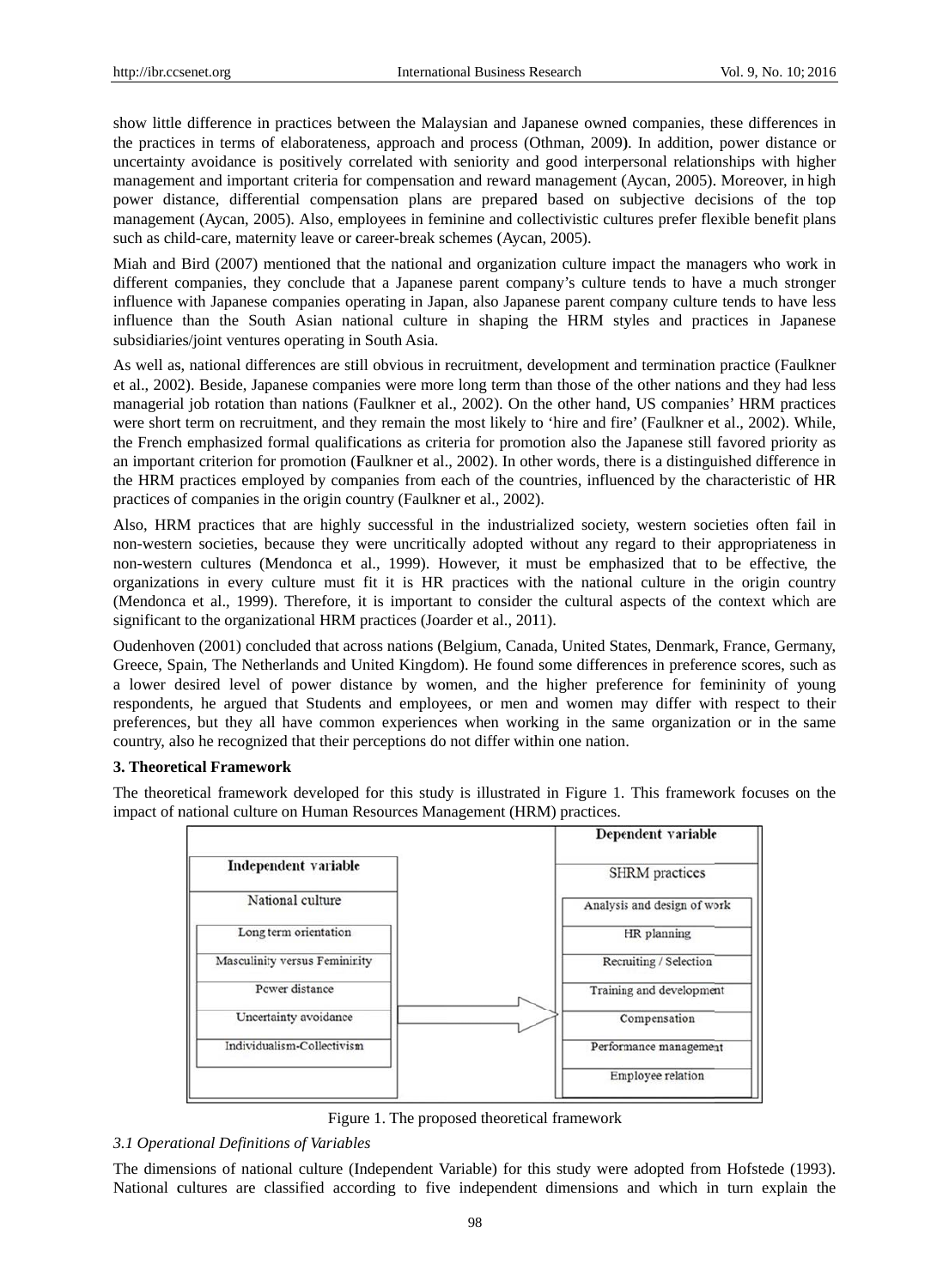show little difference in practices between the Malaysian and Japanese owned companies, these differences in the practices in terms of elaborateness, approach and process (Othman, 2009). In addition, power distance or uncertainty avoidance is positively correlated with seniority and good interpersonal relationships with higher management and important criteria for compensation and reward management (Aycan, 2005). Moreover, in high power distance, differential compensation plans are prepared based on subjective decisions of the top management (Aycan, 2005). Also, employees in feminine and collectivistic cultures prefer flexible benefit plans such as child-care, maternity leave or career-break schemes (Aycan, 2005).

Miah and Bird (2007) mentioned that the national and organization culture impact the managers who work in different companies, they conclude that a Japanese parent company's culture tends to have a much stronger influence with Japanese companies operating in Japan, also Japanese parent company culture tends to have less influence than the South Asian national culture in shaping the HRM styles and practices in Japanese subsidiaries/joint ventures operating in South Asia.

As well as, national differences are still obvious in recruitment, development and termination practice (Faulkner et al., 2002). Beside, Japanese companies were more long term than those of the other nations and they had less managerial job rotation than nations (Faulkner et al., 2002). On the other hand, US companies' HRM practices were short term on recruitment, and they remain the most likely to 'hire and fire' (Faulkner et al., 2002). While, the French emphasized formal qualifications as criteria for promotion also the Japanese still favored priority as an important criterion for promotion (Faulkner et al., 2002). In other words, there is a distinguished difference in the HRM practices employed by companies from each of the countries, influenced by the characteristic of HR practices of companies in the origin country (Faulkner et al., 2002).

Also, HRM practices that are highly successful in the industrialized society, western societies often fail in non-western societies, because they were uncritically adopted without any regard to their appropriateness in non-western cultures (Mendonca et al., 1999). However, it must be emphasized that to be effective, the organizations in every culture must fit it is HR practices with the national culture in the origin country (Mendonca et al., 1999). Therefore, it is important to consider the cultural aspects of the context which are significant to the organizational HRM practices (Joarder et al., 2011).

Oudenhoven (2001) concluded that across nations (Belgium, Canada, United States, Denmark, France, Germany, Greece, Spain, The Netherlands and United Kingdom). He found some differences in preference scores, such as a lower desired level of power distance by women, and the higher preference for femininity of young respondents, he argued that Students and employees, or men and women may differ with respect to their preferences, but they all have common experiences when working in the same organization or in the same country, also he recognized that their perceptions do not differ within one nation.

## 3. Theoretical Framework

The theoretical framework developed for this study is illustrated in Figure 1. This framework focuses on the impact of national culture on Human Resources Management (HRM) practices.

| Independent variable | | Dependent variable |
|---|---|---|
| National culture | → | SHRM practices |
| Long term orientation | | Analysis and design of work |
| Masculinity versus Femininity | | HR planning |
| Power distance | | Recruiting / Selection |
| Uncertainty avoidance | | Training and development |
| Individualism-Collectivism | | Compensation |
| | | Performance management |
| | | Employee relation |

Figure 1. The proposed theoretical framework

### *3.1 Operational Definitions of Variables*

The dimensions of national culture (Independent Variable) for this study were adopted from Hofstede (1993). National cultures are classified according to five independent dimensions and which in turn explain the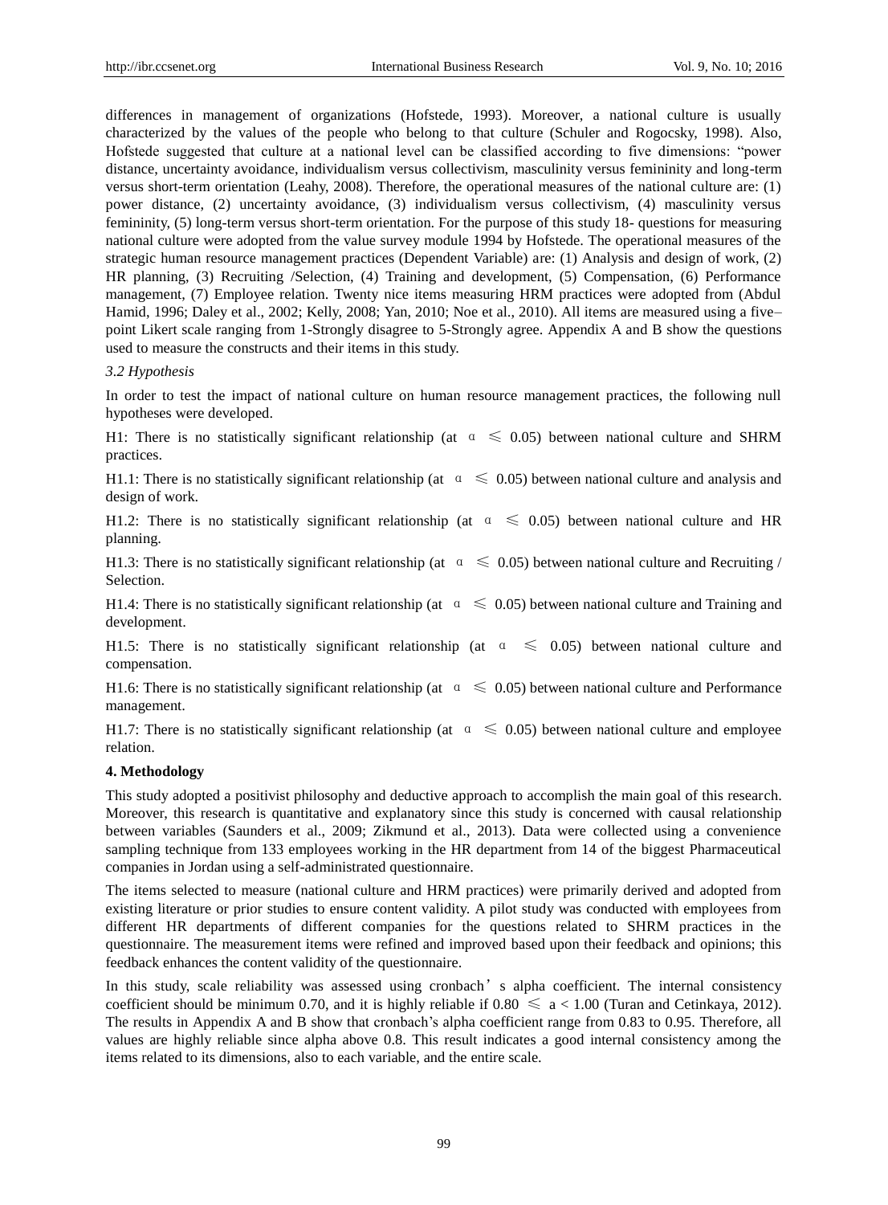differences in management of organizations (Hofstede, 1993). Moreover, a national culture is usually characterized by the values of the people who belong to that culture (Schuler and Rogocsky, 1998). Also, Hofstede suggested that culture at a national level can be classified according to five dimensions: "power distance, uncertainty avoidance, individualism versus collectivism, masculinity versus femininity and long-term versus short-term orientation (Leahy, 2008). Therefore, the operational measures of the national culture are: (1) power distance, (2) uncertainty avoidance, (3) individualism versus collectivism, (4) masculinity versus femininity, (5) long-term versus short-term orientation. For the purpose of this study 18- questions for measuring national culture were adopted from the value survey module 1994 by Hofstede. The operational measures of the strategic human resource management practices (Dependent Variable) are: (1) Analysis and design of work, (2) HR planning, (3) Recruiting /Selection, (4) Training and development, (5) Compensation, (6) Performance management, (7) Employee relation. Twenty nice items measuring HRM practices were adopted from (Abdul Hamid, 1996; Daley et al., 2002; Kelly, 2008; Yan, 2010; Noe et al., 2010). All items are measured using a five–point Likert scale ranging from 1-Strongly disagree to 5-Strongly agree. Appendix A and B show the questions used to measure the constructs and their items in this study.

### *3.2 Hypothesis*

In order to test the impact of national culture on human resource management practices, the following null hypotheses were developed.

H1: There is no statistically significant relationship (at $\alpha \leqslant 0.05$) between national culture and SHRM practices.

H1.1: There is no statistically significant relationship (at $\alpha \leqslant 0.05$) between national culture and analysis and design of work.

H1.2: There is no statistically significant relationship (at $\alpha \leqslant 0.05$) between national culture and HR planning.

H1.3: There is no statistically significant relationship (at $\alpha \leqslant 0.05$) between national culture and Recruiting / Selection.

H1.4: There is no statistically significant relationship (at $\alpha \leqslant 0.05$) between national culture and Training and development.

H1.5: There is no statistically significant relationship (at $\alpha \leqslant 0.05$) between national culture and compensation.

H1.6: There is no statistically significant relationship (at $\alpha \leqslant 0.05$) between national culture and Performance management.

H1.7: There is no statistically significant relationship (at $\alpha \leqslant 0.05$) between national culture and employee relation.

## 4. Methodology

This study adopted a positivist philosophy and deductive approach to accomplish the main goal of this research. Moreover, this research is quantitative and explanatory since this study is concerned with causal relationship between variables (Saunders et al., 2009; Zikmund et al., 2013). Data were collected using a convenience sampling technique from 133 employees working in the HR department from 14 of the biggest Pharmaceutical companies in Jordan using a self-administrated questionnaire.

The items selected to measure (national culture and HRM practices) were primarily derived and adopted from existing literature or prior studies to ensure content validity. A pilot study was conducted with employees from different HR departments of different companies for the questions related to SHRM practices in the questionnaire. The measurement items were refined and improved based upon their feedback and opinions; this feedback enhances the content validity of the questionnaire.

In this study, scale reliability was assessed using cronbach's alpha coefficient. The internal consistency coefficient should be minimum 0.70, and it is highly reliable if $0.80 \leqslant a < 1.00$ (Turan and Cetinkaya, 2012). The results in Appendix A and B show that cronbach's alpha coefficient range from 0.83 to 0.95. Therefore, all values are highly reliable since alpha above 0.8. This result indicates a good internal consistency among the items related to its dimensions, also to each variable, and the entire scale.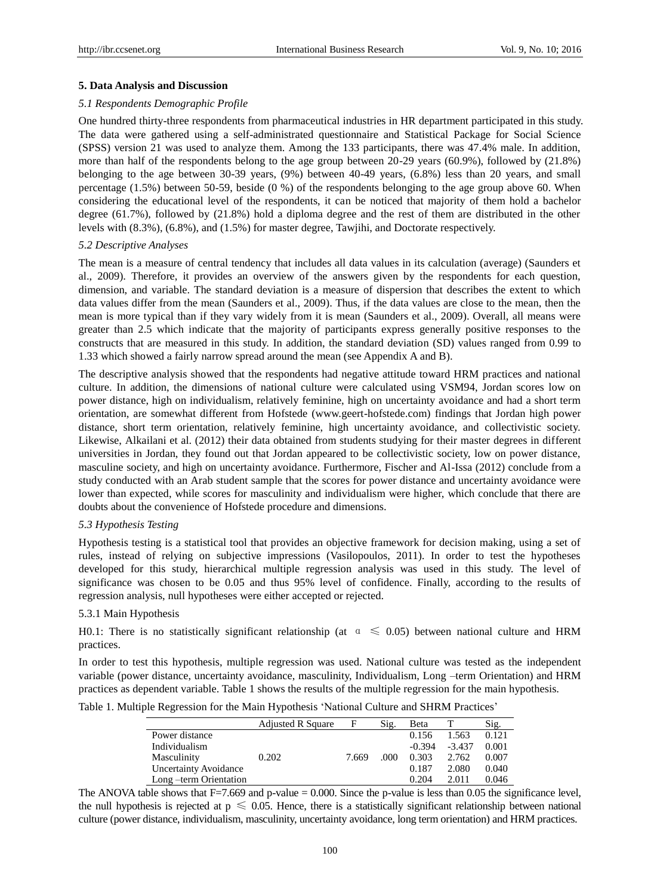## 5. Data Analysis and Discussion

### *5.1 Respondents Demographic Profile*

One hundred thirty-three respondents from pharmaceutical industries in HR department participated in this study. The data were gathered using a self-administrated questionnaire and Statistical Package for Social Science (SPSS) version 21 was used to analyze them. Among the 133 participants, there was 47.4% male. In addition, more than half of the respondents belong to the age group between 20-29 years (60.9%), followed by (21.8%) belonging to the age between 30-39 years, (9%) between 40-49 years, (6.8%) less than 20 years, and small percentage (1.5%) between 50-59, beside (0 %) of the respondents belonging to the age group above 60. When considering the educational level of the respondents, it can be noticed that majority of them hold a bachelor degree (61.7%), followed by (21.8%) hold a diploma degree and the rest of them are distributed in the other levels with (8.3%), (6.8%), and (1.5%) for master degree, Tawjihi, and Doctorate respectively.

### *5.2 Descriptive Analyses*

The mean is a measure of central tendency that includes all data values in its calculation (average) (Saunders et al., 2009). Therefore, it provides an overview of the answers given by the respondents for each question, dimension, and variable. The standard deviation is a measure of dispersion that describes the extent to which data values differ from the mean (Saunders et al., 2009). Thus, if the data values are close to the mean, then the mean is more typical than if they vary widely from it is mean (Saunders et al., 2009). Overall, all means were greater than 2.5 which indicate that the majority of participants express generally positive responses to the constructs that are measured in this study. In addition, the standard deviation (SD) values ranged from 0.99 to 1.33 which showed a fairly narrow spread around the mean (see Appendix A and B).

The descriptive analysis showed that the respondents had negative attitude toward HRM practices and national culture. In addition, the dimensions of national culture were calculated using VSM94, Jordan scores low on power distance, high on individualism, relatively feminine, high on uncertainty avoidance and had a short term orientation, are somewhat different from Hofstede (www.geert-hofstede.com) findings that Jordan high power distance, short term orientation, relatively feminine, high uncertainty avoidance, and collectivistic society. Likewise, Alkailani et al. (2012) their data obtained from students studying for their master degrees in different universities in Jordan, they found out that Jordan appeared to be collectivistic society, low on power distance, masculine society, and high on uncertainty avoidance. Furthermore, Fischer and Al-Issa (2012) conclude from a study conducted with an Arab student sample that the scores for power distance and uncertainty avoidance were lower than expected, while scores for masculinity and individualism were higher, which conclude that there are doubts about the convenience of Hofstede procedure and dimensions.

### *5.3 Hypothesis Testing*

Hypothesis testing is a statistical tool that provides an objective framework for decision making, using a set of rules, instead of relying on subjective impressions (Vasilopoulos, 2011). In order to test the hypotheses developed for this study, hierarchical multiple regression analysis was used in this study. The level of significance was chosen to be 0.05 and thus 95% level of confidence. Finally, according to the results of regression analysis, null hypotheses were either accepted or rejected.

#### 5.3.1 Main Hypothesis

H0.1: There is no statistically significant relationship (at $\alpha \leqslant 0.05$) between national culture and HRM practices.

In order to test this hypothesis, multiple regression was used. National culture was tested as the independent variable (power distance, uncertainty avoidance, masculinity, Individualism, Long –term Orientation) and HRM practices as dependent variable. Table 1 shows the results of the multiple regression for the main hypothesis.

Table 1. Multiple Regression for the Main Hypothesis 'National Culture and SHRM Practices'

| | Adjusted R Square | F | Sig. | Beta | T | Sig. |
|---|---|---|---|---|---|---|
| Power distance | | | | 0.156 | 1.563 | 0.121 |
| Individualism | | | | -0.394 | -3.437 | 0.001 |
| Masculinity | 0.202 | 7.669 | .000 | 0.303 | 2.762 | 0.007 |
| Uncertainty Avoidance | | | | 0.187 | 2.080 | 0.040 |
| Long –term Orientation | | | | 0.204 | 2.011 | 0.046 |

The ANOVA table shows that F=7.669 and p-value = 0.000. Since the p-value is less than 0.05 the significance level, the null hypothesis is rejected at $p \leqslant 0.05$. Hence, there is a statistically significant relationship between national culture (power distance, individualism, masculinity, uncertainty avoidance, long term orientation) and HRM practices.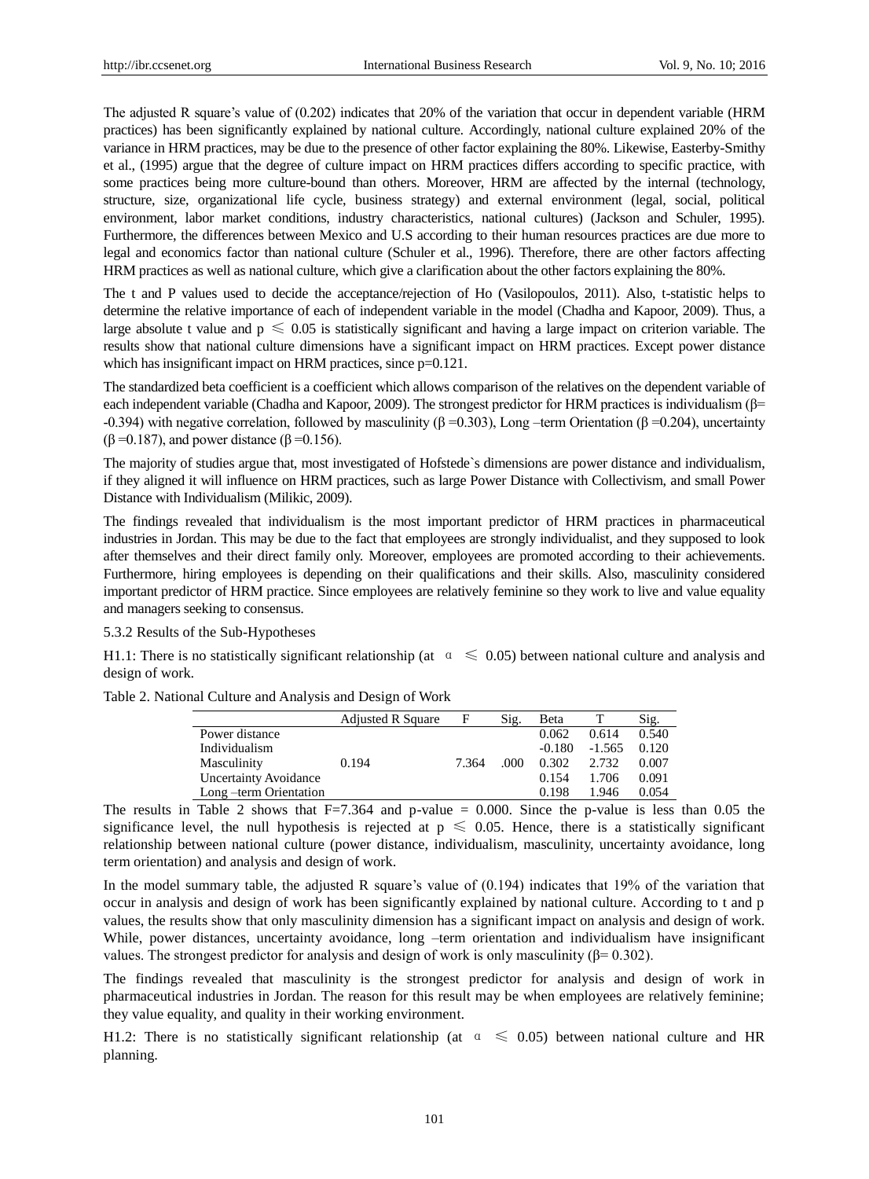The adjusted R square's value of (0.202) indicates that 20% of the variation that occur in dependent variable (HRM practices) has been significantly explained by national culture. Accordingly, national culture explained 20% of the variance in HRM practices, may be due to the presence of other factor explaining the 80%. Likewise, Easterby-Smithy et al., (1995) argue that the degree of culture impact on HRM practices differs according to specific practice, with some practices being more culture-bound than others. Moreover, HRM are affected by the internal (technology, structure, size, organizational life cycle, business strategy) and external environment (legal, social, political environment, labor market conditions, industry characteristics, national cultures) (Jackson and Schuler, 1995). Furthermore, the differences between Mexico and U.S according to their human resources practices are due more to legal and economics factor than national culture (Schuler et al., 1996). Therefore, there are other factors affecting HRM practices as well as national culture, which give a clarification about the other factors explaining the 80%.

The t and P values used to decide the acceptance/rejection of Ho (Vasilopoulos, 2011). Also, t-statistic helps to determine the relative importance of each of independent variable in the model (Chadha and Kapoor, 2009). Thus, a large absolute t value and $p \leq 0.05$ is statistically significant and having a large impact on criterion variable. The results show that national culture dimensions have a significant impact on HRM practices. Except power distance which has insignificant impact on HRM practices, since p=0.121.

The standardized beta coefficient is a coefficient which allows comparison of the relatives on the dependent variable of each independent variable (Chadha and Kapoor, 2009). The strongest predictor for HRM practices is individualism ($\beta$= -0.394) with negative correlation, followed by masculinity ($\beta$ =0.303), Long –term Orientation ($\beta$ =0.204), uncertainty ($\beta$ =0.187), and power distance ($\beta$ =0.156).

The majority of studies argue that, most investigated of Hofstede`s dimensions are power distance and individualism, if they aligned it will influence on HRM practices, such as large Power Distance with Collectivism, and small Power Distance with Individualism (Milikic, 2009).

The findings revealed that individualism is the most important predictor of HRM practices in pharmaceutical industries in Jordan. This may be due to the fact that employees are strongly individualist, and they supposed to look after themselves and their direct family only. Moreover, employees are promoted according to their achievements. Furthermore, hiring employees is depending on their qualifications and their skills. Also, masculinity considered important predictor of HRM practice. Since employees are relatively feminine so they work to live and value equality and managers seeking to consensus.

5.3.2 Results of the Sub-Hypotheses

H1.1: There is no statistically significant relationship (at $\alpha \leq 0.05$) between national culture and analysis and design of work.

Table 2. National Culture and Analysis and Design of Work

| | Adjusted R Square | F | Sig. | Beta | T | Sig. |
|---|---|---|---|---|---|---|
| Power distance | | | | 0.062 | 0.614 | 0.540 |
| Individualism | | | | -0.180 | -1.565 | 0.120 |
| Masculinity | 0.194 | 7.364 | .000 | 0.302 | 2.732 | 0.007 |
| Uncertainty Avoidance | | | | 0.154 | 1.706 | 0.091 |
| Long –term Orientation | | | | 0.198 | 1.946 | 0.054 |

The results in Table 2 shows that F=7.364 and p-value = 0.000. Since the p-value is less than 0.05 the significance level, the null hypothesis is rejected at $p \leq 0.05$. Hence, there is a statistically significant relationship between national culture (power distance, individualism, masculinity, uncertainty avoidance, long term orientation) and analysis and design of work.

In the model summary table, the adjusted R square's value of (0.194) indicates that 19% of the variation that occur in analysis and design of work has been significantly explained by national culture. According to t and p values, the results show that only masculinity dimension has a significant impact on analysis and design of work. While, power distances, uncertainty avoidance, long –term orientation and individualism have insignificant values. The strongest predictor for analysis and design of work is only masculinity ($\beta$= 0.302).

The findings revealed that masculinity is the strongest predictor for analysis and design of work in pharmaceutical industries in Jordan. The reason for this result may be when employees are relatively feminine; they value equality, and quality in their working environment.

H1.2: There is no statistically significant relationship (at $\alpha \leq 0.05$) between national culture and HR planning.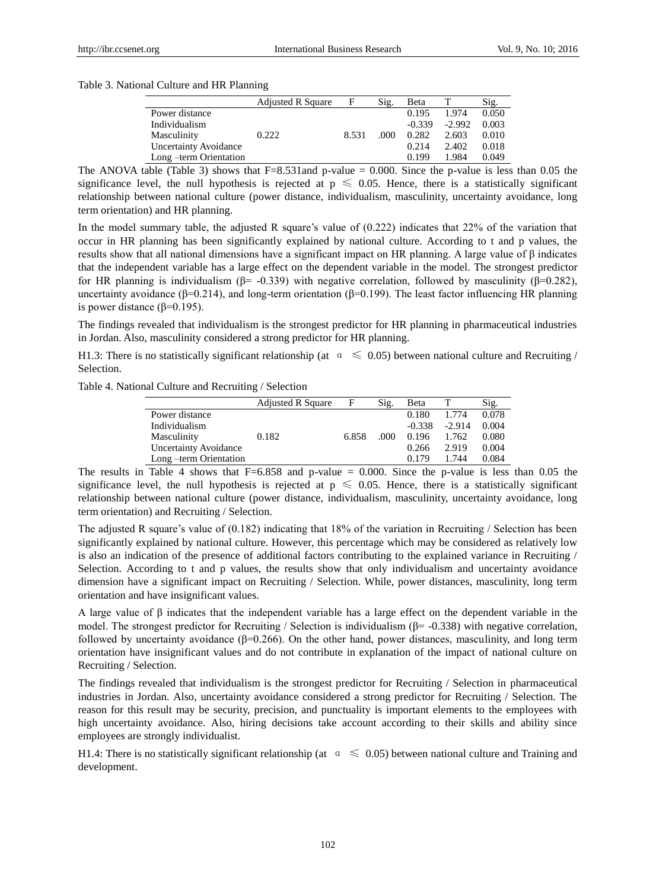Table 3. National Culture and HR Planning

| | Adjusted R Square | F | Sig. | Beta | T | Sig. |
|---|---|---|---|---|---|---|
| Power distance | | | | 0.195 | 1.974 | 0.050 |
| Individualism | | | | -0.339 | -2.992 | 0.003 |
| Masculinity | 0.222 | 8.531 | .000 | 0.282 | 2.603 | 0.010 |
| Uncertainty Avoidance | | | | 0.214 | 2.402 | 0.018 |
| Long –term Orientation | | | | 0.199 | 1.984 | 0.049 |

The ANOVA table (Table 3) shows that F=8.531and p-value = 0.000. Since the p-value is less than 0.05 the significance level, the null hypothesis is rejected at $p \leqslant 0.05$. Hence, there is a statistically significant relationship between national culture (power distance, individualism, masculinity, uncertainty avoidance, long term orientation) and HR planning.

In the model summary table, the adjusted R square's value of (0.222) indicates that 22% of the variation that occur in HR planning has been significantly explained by national culture. According to t and p values, the results show that all national dimensions have a significant impact on HR planning. A large value of β indicates that the independent variable has a large effect on the dependent variable in the model. The strongest predictor for HR planning is individualism (β= -0.339) with negative correlation, followed by masculinity (β=0.282), uncertainty avoidance (β=0.214), and long-term orientation (β=0.199). The least factor influencing HR planning is power distance (β=0.195).

The findings revealed that individualism is the strongest predictor for HR planning in pharmaceutical industries in Jordan. Also, masculinity considered a strong predictor for HR planning.

H1.3: There is no statistically significant relationship (at $\alpha \leqslant 0.05$) between national culture and Recruiting / Selection.

Table 4. National Culture and Recruiting / Selection

| | Adjusted R Square | F | Sig. | Beta | T | Sig. |
|---|---|---|---|---|---|---|
| Power distance | | | | 0.180 | 1.774 | 0.078 |
| Individualism | | | | -0.338 | -2.914 | 0.004 |
| Masculinity | 0.182 | 6.858 | .000 | 0.196 | 1.762 | 0.080 |
| Uncertainty Avoidance | | | | 0.266 | 2.919 | 0.004 |
| Long –term Orientation | | | | 0.179 | 1.744 | 0.084 |

The results in Table 4 shows that F=6.858 and p-value = 0.000. Since the p-value is less than 0.05 the significance level, the null hypothesis is rejected at $p \leqslant 0.05$. Hence, there is a statistically significant relationship between national culture (power distance, individualism, masculinity, uncertainty avoidance, long term orientation) and Recruiting / Selection.

The adjusted R square's value of (0.182) indicating that 18% of the variation in Recruiting / Selection has been significantly explained by national culture. However, this percentage which may be considered as relatively low is also an indication of the presence of additional factors contributing to the explained variance in Recruiting / Selection. According to t and p values, the results show that only individualism and uncertainty avoidance dimension have a significant impact on Recruiting / Selection. While, power distances, masculinity, long term orientation and have insignificant values.

A large value of β indicates that the independent variable has a large effect on the dependent variable in the model. The strongest predictor for Recruiting / Selection is individualism (β= -0.338) with negative correlation, followed by uncertainty avoidance (β=0.266). On the other hand, power distances, masculinity, and long term orientation have insignificant values and do not contribute in explanation of the impact of national culture on Recruiting / Selection.

The findings revealed that individualism is the strongest predictor for Recruiting / Selection in pharmaceutical industries in Jordan. Also, uncertainty avoidance considered a strong predictor for Recruiting / Selection. The reason for this result may be security, precision, and punctuality is important elements to the employees with high uncertainty avoidance. Also, hiring decisions take account according to their skills and ability since employees are strongly individualist.

H1.4: There is no statistically significant relationship (at $\alpha \leqslant 0.05$) between national culture and Training and development.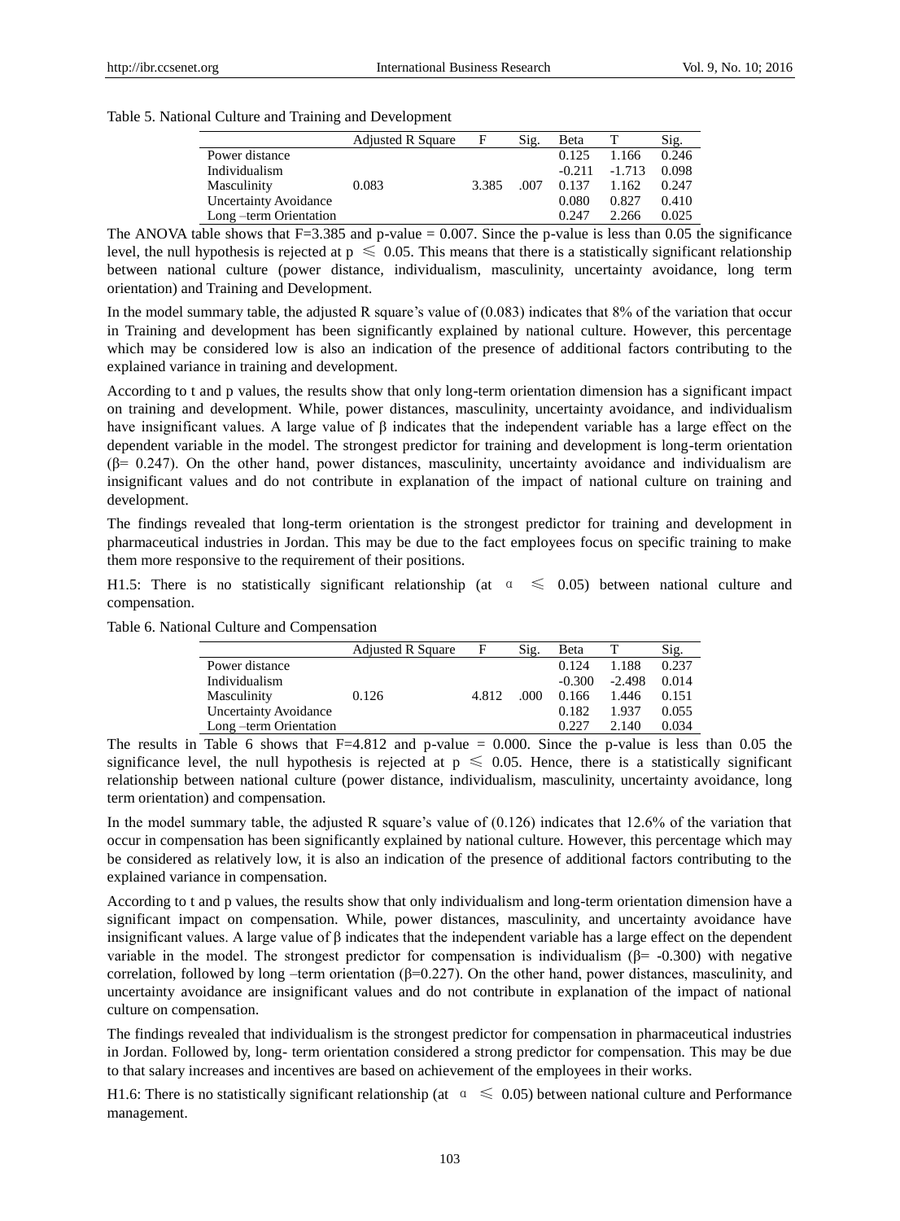Table 5. National Culture and Training and Development

| | Adjusted R Square | F | Sig. | Beta | T | Sig. |
|---|---|---|---|---|---|---|
| Power distance | | | | 0.125 | 1.166 | 0.246 |
| Individualism | | | | -0.211 | -1.713 | 0.098 |
| Masculinity | 0.083 | 3.385 | .007 | 0.137 | 1.162 | 0.247 |
| Uncertainty Avoidance | | | | 0.080 | 0.827 | 0.410 |
| Long –term Orientation | | | | 0.247 | 2.266 | 0.025 |

The ANOVA table shows that F=3.385 and p-value = 0.007. Since the p-value is less than 0.05 the significance level, the null hypothesis is rejected at $p \leq 0.05$. This means that there is a statistically significant relationship between national culture (power distance, individualism, masculinity, uncertainty avoidance, long term orientation) and Training and Development.

In the model summary table, the adjusted R square's value of (0.083) indicates that 8% of the variation that occur in Training and development has been significantly explained by national culture. However, this percentage which may be considered low is also an indication of the presence of additional factors contributing to the explained variance in training and development.

According to t and p values, the results show that only long-term orientation dimension has a significant impact on training and development. While, power distances, masculinity, uncertainty avoidance, and individualism have insignificant values. A large value of β indicates that the independent variable has a large effect on the dependent variable in the model. The strongest predictor for training and development is long-term orientation (β= 0.247). On the other hand, power distances, masculinity, uncertainty avoidance and individualism are insignificant values and do not contribute in explanation of the impact of national culture on training and development.

The findings revealed that long-term orientation is the strongest predictor for training and development in pharmaceutical industries in Jordan. This may be due to the fact employees focus on specific training to make them more responsive to the requirement of their positions.

H1.5: There is no statistically significant relationship (at $\alpha \leq 0.05$) between national culture and compensation.

Table 6. National Culture and Compensation

| | Adjusted R Square | F | Sig. | Beta | T | Sig. |
|---|---|---|---|---|---|---|
| Power distance | | | | 0.124 | 1.188 | 0.237 |
| Individualism | | | | -0.300 | -2.498 | 0.014 |
| Masculinity | 0.126 | 4.812 | .000 | 0.166 | 1.446 | 0.151 |
| Uncertainty Avoidance | | | | 0.182 | 1.937 | 0.055 |
| Long –term Orientation | | | | 0.227 | 2.140 | 0.034 |

The results in Table 6 shows that F=4.812 and p-value = 0.000. Since the p-value is less than 0.05 the significance level, the null hypothesis is rejected at $p \leq 0.05$. Hence, there is a statistically significant relationship between national culture (power distance, individualism, masculinity, uncertainty avoidance, long term orientation) and compensation.

In the model summary table, the adjusted R square's value of (0.126) indicates that 12.6% of the variation that occur in compensation has been significantly explained by national culture. However, this percentage which may be considered as relatively low, it is also an indication of the presence of additional factors contributing to the explained variance in compensation.

According to t and p values, the results show that only individualism and long-term orientation dimension have a significant impact on compensation. While, power distances, masculinity, and uncertainty avoidance have insignificant values. A large value of β indicates that the independent variable has a large effect on the dependent variable in the model. The strongest predictor for compensation is individualism (β= -0.300) with negative correlation, followed by long –term orientation (β=0.227). On the other hand, power distances, masculinity, and uncertainty avoidance are insignificant values and do not contribute in explanation of the impact of national culture on compensation.

The findings revealed that individualism is the strongest predictor for compensation in pharmaceutical industries in Jordan. Followed by, long- term orientation considered a strong predictor for compensation. This may be due to that salary increases and incentives are based on achievement of the employees in their works.

H1.6: There is no statistically significant relationship (at $\alpha \leq 0.05$) between national culture and Performance management.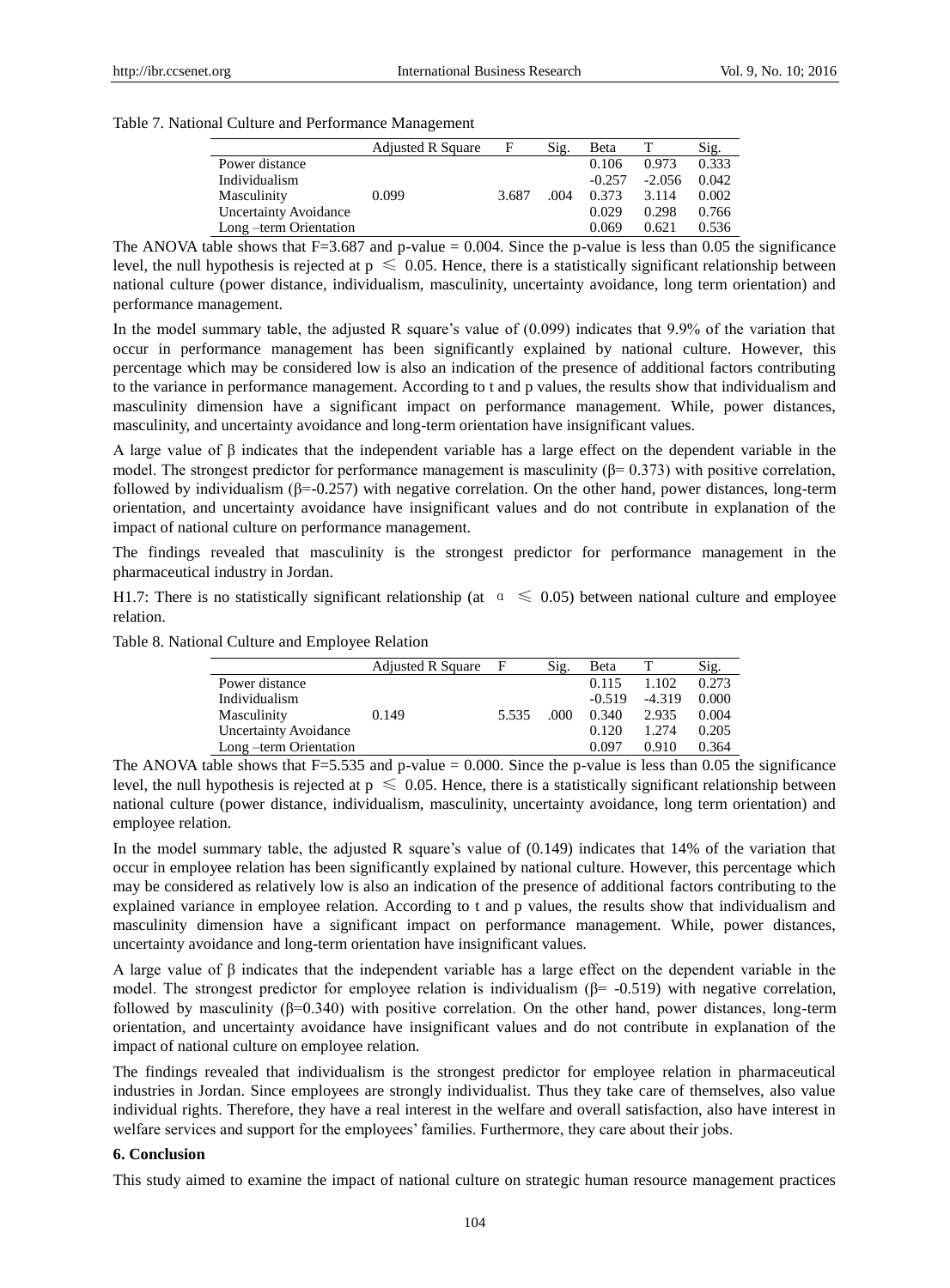Table 7. National Culture and Performance Management

| | Adjusted R Square | F | Sig. | Beta | T | Sig. |
|---|---|---|---|---|---|---|
| Power distance | | | | 0.106 | 0.973 | 0.333 |
| Individualism | | | | -0.257 | -2.056 | 0.042 |
| Masculinity | 0.099 | 3.687 | .004 | 0.373 | 3.114 | 0.002 |
| Uncertainty Avoidance | | | | 0.029 | 0.298 | 0.766 |
| Long –term Orientation | | | | 0.069 | 0.621 | 0.536 |

The ANOVA table shows that F=3.687 and p-value = 0.004. Since the p-value is less than 0.05 the significance level, the null hypothesis is rejected at $p \leqslant 0.05$. Hence, there is a statistically significant relationship between national culture (power distance, individualism, masculinity, uncertainty avoidance, long term orientation) and performance management.

In the model summary table, the adjusted R square's value of (0.099) indicates that 9.9% of the variation that occur in performance management has been significantly explained by national culture. However, this percentage which may be considered low is also an indication of the presence of additional factors contributing to the variance in performance management. According to t and p values, the results show that individualism and masculinity dimension have a significant impact on performance management. While, power distances, masculinity, and uncertainty avoidance and long-term orientation have insignificant values.

A large value of β indicates that the independent variable has a large effect on the dependent variable in the model. The strongest predictor for performance management is masculinity (β= 0.373) with positive correlation, followed by individualism (β=-0.257) with negative correlation. On the other hand, power distances, long-term orientation, and uncertainty avoidance have insignificant values and do not contribute in explanation of the impact of national culture on performance management.

The findings revealed that masculinity is the strongest predictor for performance management in the pharmaceutical industry in Jordan.

H1.7: There is no statistically significant relationship (at $\alpha \leqslant 0.05$) between national culture and employee relation.

Table 8. National Culture and Employee Relation

| | Adjusted R Square | F | Sig. | Beta | T | Sig. |
|---|---|---|---|---|---|---|
| Power distance | | | | 0.115 | 1.102 | 0.273 |
| Individualism | | | | -0.519 | -4.319 | 0.000 |
| Masculinity | 0.149 | 5.535 | .000 | 0.340 | 2.935 | 0.004 |
| Uncertainty Avoidance | | | | 0.120 | 1.274 | 0.205 |
| Long –term Orientation | | | | 0.097 | 0.910 | 0.364 |

The ANOVA table shows that F=5.535 and p-value = 0.000. Since the p-value is less than 0.05 the significance level, the null hypothesis is rejected at $p \leqslant 0.05$. Hence, there is a statistically significant relationship between national culture (power distance, individualism, masculinity, uncertainty avoidance, long term orientation) and employee relation.

In the model summary table, the adjusted R square's value of (0.149) indicates that 14% of the variation that occur in employee relation has been significantly explained by national culture. However, this percentage which may be considered as relatively low is also an indication of the presence of additional factors contributing to the explained variance in employee relation. According to t and p values, the results show that individualism and masculinity dimension have a significant impact on performance management. While, power distances, uncertainty avoidance and long-term orientation have insignificant values.

A large value of β indicates that the independent variable has a large effect on the dependent variable in the model. The strongest predictor for employee relation is individualism (β= -0.519) with negative correlation, followed by masculinity (β=0.340) with positive correlation. On the other hand, power distances, long-term orientation, and uncertainty avoidance have insignificant values and do not contribute in explanation of the impact of national culture on employee relation.

The findings revealed that individualism is the strongest predictor for employee relation in pharmaceutical industries in Jordan. Since employees are strongly individualist. Thus they take care of themselves, also value individual rights. Therefore, they have a real interest in the welfare and overall satisfaction, also have interest in welfare services and support for the employees' families. Furthermore, they care about their jobs.

## 6. Conclusion

This study aimed to examine the impact of national culture on strategic human resource management practices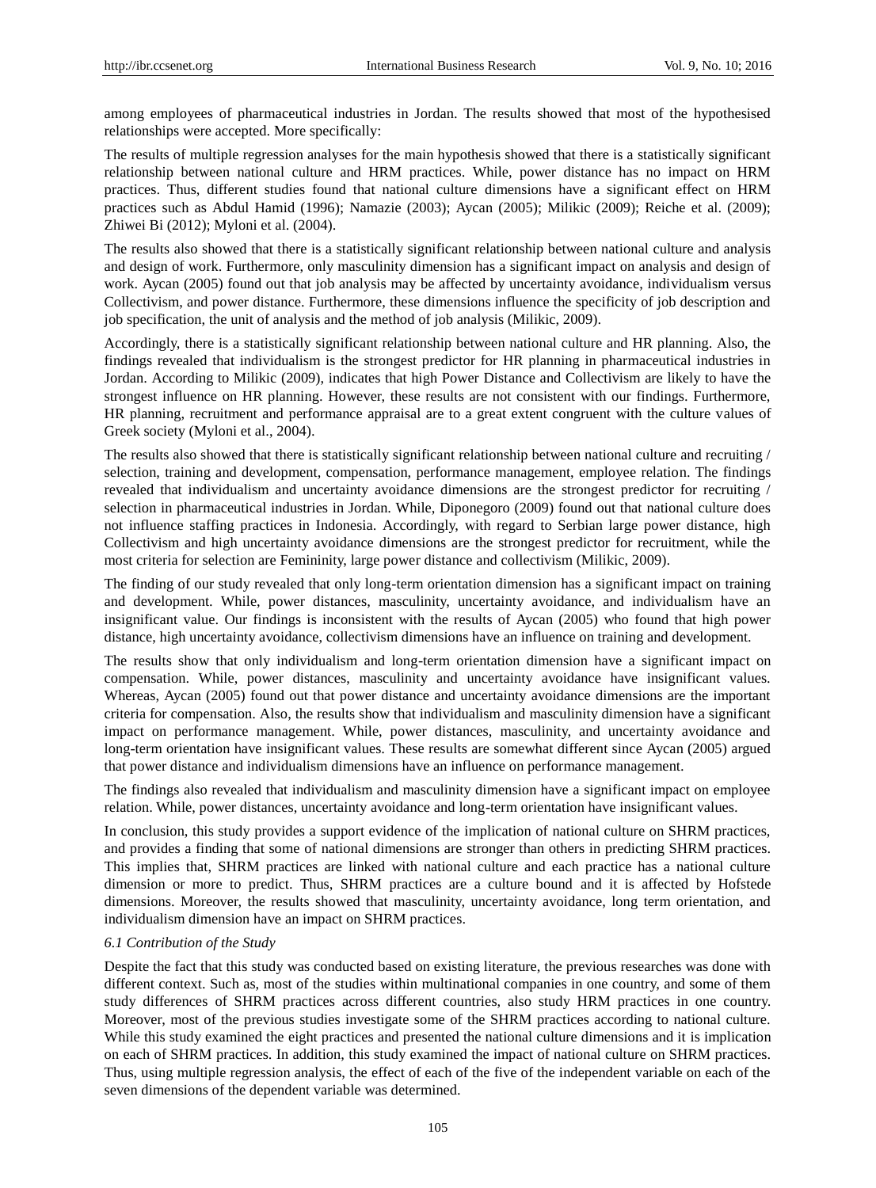among employees of pharmaceutical industries in Jordan. The results showed that most of the hypothesised relationships were accepted. More specifically:

The results of multiple regression analyses for the main hypothesis showed that there is a statistically significant relationship between national culture and HRM practices. While, power distance has no impact on HRM practices. Thus, different studies found that national culture dimensions have a significant effect on HRM practices such as Abdul Hamid (1996); Namazie (2003); Aycan (2005); Milikic (2009); Reiche et al. (2009); Zhiwei Bi (2012); Myloni et al. (2004).

The results also showed that there is a statistically significant relationship between national culture and analysis and design of work. Furthermore, only masculinity dimension has a significant impact on analysis and design of work. Aycan (2005) found out that job analysis may be affected by uncertainty avoidance, individualism versus Collectivism, and power distance. Furthermore, these dimensions influence the specificity of job description and job specification, the unit of analysis and the method of job analysis (Milikic, 2009).

Accordingly, there is a statistically significant relationship between national culture and HR planning. Also, the findings revealed that individualism is the strongest predictor for HR planning in pharmaceutical industries in Jordan. According to Milikic (2009), indicates that high Power Distance and Collectivism are likely to have the strongest influence on HR planning. However, these results are not consistent with our findings. Furthermore, HR planning, recruitment and performance appraisal are to a great extent congruent with the culture values of Greek society (Myloni et al., 2004).

The results also showed that there is statistically significant relationship between national culture and recruiting / selection, training and development, compensation, performance management, employee relation. The findings revealed that individualism and uncertainty avoidance dimensions are the strongest predictor for recruiting / selection in pharmaceutical industries in Jordan. While, Diponegoro (2009) found out that national culture does not influence staffing practices in Indonesia. Accordingly, with regard to Serbian large power distance, high Collectivism and high uncertainty avoidance dimensions are the strongest predictor for recruitment, while the most criteria for selection are Femininity, large power distance and collectivism (Milikic, 2009).

The finding of our study revealed that only long-term orientation dimension has a significant impact on training and development. While, power distances, masculinity, uncertainty avoidance, and individualism have an insignificant value. Our findings is inconsistent with the results of Aycan (2005) who found that high power distance, high uncertainty avoidance, collectivism dimensions have an influence on training and development.

The results show that only individualism and long-term orientation dimension have a significant impact on compensation. While, power distances, masculinity and uncertainty avoidance have insignificant values. Whereas, Aycan (2005) found out that power distance and uncertainty avoidance dimensions are the important criteria for compensation. Also, the results show that individualism and masculinity dimension have a significant impact on performance management. While, power distances, masculinity, and uncertainty avoidance and long-term orientation have insignificant values. These results are somewhat different since Aycan (2005) argued that power distance and individualism dimensions have an influence on performance management.

The findings also revealed that individualism and masculinity dimension have a significant impact on employee relation. While, power distances, uncertainty avoidance and long-term orientation have insignificant values.

In conclusion, this study provides a support evidence of the implication of national culture on SHRM practices, and provides a finding that some of national dimensions are stronger than others in predicting SHRM practices. This implies that, SHRM practices are linked with national culture and each practice has a national culture dimension or more to predict. Thus, SHRM practices are a culture bound and it is affected by Hofstede dimensions. Moreover, the results showed that masculinity, uncertainty avoidance, long term orientation, and individualism dimension have an impact on SHRM practices.

### *6.1 Contribution of the Study*

Despite the fact that this study was conducted based on existing literature, the previous researches was done with different context. Such as, most of the studies within multinational companies in one country, and some of them study differences of SHRM practices across different countries, also study HRM practices in one country. Moreover, most of the previous studies investigate some of the SHRM practices according to national culture. While this study examined the eight practices and presented the national culture dimensions and it is implication on each of SHRM practices. In addition, this study examined the impact of national culture on SHRM practices. Thus, using multiple regression analysis, the effect of each of the five of the independent variable on each of the seven dimensions of the dependent variable was determined.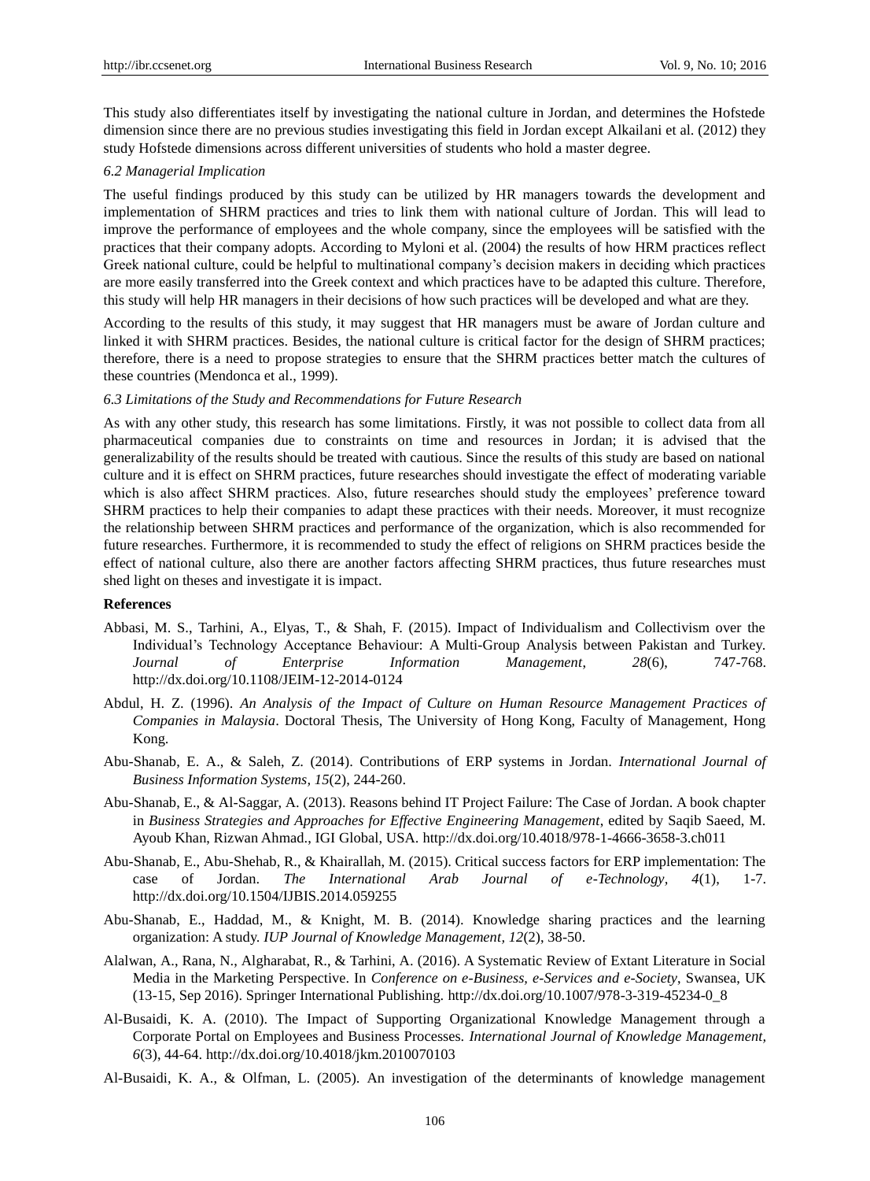This study also differentiates itself by investigating the national culture in Jordan, and determines the Hofstede dimension since there are no previous studies investigating this field in Jordan except Alkailani et al. (2012) they study Hofstede dimensions across different universities of students who hold a master degree.

### *6.2 Managerial Implication*

The useful findings produced by this study can be utilized by HR managers towards the development and implementation of SHRM practices and tries to link them with national culture of Jordan. This will lead to improve the performance of employees and the whole company, since the employees will be satisfied with the practices that their company adopts. According to Myloni et al. (2004) the results of how HRM practices reflect Greek national culture, could be helpful to multinational company's decision makers in deciding which practices are more easily transferred into the Greek context and which practices have to be adapted this culture. Therefore, this study will help HR managers in their decisions of how such practices will be developed and what are they.

According to the results of this study, it may suggest that HR managers must be aware of Jordan culture and linked it with SHRM practices. Besides, the national culture is critical factor for the design of SHRM practices; therefore, there is a need to propose strategies to ensure that the SHRM practices better match the cultures of these countries (Mendonca et al., 1999).

### *6.3 Limitations of the Study and Recommendations for Future Research*

As with any other study, this research has some limitations. Firstly, it was not possible to collect data from all pharmaceutical companies due to constraints on time and resources in Jordan; it is advised that the generalizability of the results should be treated with cautious. Since the results of this study are based on national culture and it is effect on SHRM practices, future researches should investigate the effect of moderating variable which is also affect SHRM practices. Also, future researches should study the employees' preference toward SHRM practices to help their companies to adapt these practices with their needs. Moreover, it must recognize the relationship between SHRM practices and performance of the organization, which is also recommended for future researches. Furthermore, it is recommended to study the effect of religions on SHRM practices beside the effect of national culture, also there are another factors affecting SHRM practices, thus future researches must shed light on theses and investigate it is impact.

**References**

Abbasi, M. S., Tarhini, A., Elyas, T., & Shah, F. (2015). Impact of Individualism and Collectivism over the Individual's Technology Acceptance Behaviour: A Multi-Group Analysis between Pakistan and Turkey. *Journal of Enterprise Information Management, 28*(6), 747-768. http://dx.doi.org/10.1108/JEIM-12-2014-0124

Abdul, H. Z. (1996). *An Analysis of the Impact of Culture on Human Resource Management Practices of Companies in Malaysia*. Doctoral Thesis, The University of Hong Kong, Faculty of Management, Hong Kong.

Abu-Shanab, E. A., & Saleh, Z. (2014). Contributions of ERP systems in Jordan. *International Journal of Business Information Systems, 15*(2), 244-260.

Abu-Shanab, E., & Al-Saggar, A. (2013). Reasons behind IT Project Failure: The Case of Jordan. A book chapter in *Business Strategies and Approaches for Effective Engineering Management*, edited by Saqib Saeed, M. Ayoub Khan, Rizwan Ahmad., IGI Global, USA. http://dx.doi.org/10.4018/978-1-4666-3658-3.ch011

Abu-Shanab, E., Abu-Shehab, R., & Khairallah, M. (2015). Critical success factors for ERP implementation: The case of Jordan. *The International Arab Journal of e-Technology, 4*(1), 1-7. http://dx.doi.org/10.1504/IJBIS.2014.059255

Abu-Shanab, E., Haddad, M., & Knight, M. B. (2014). Knowledge sharing practices and the learning organization: A study. *IUP Journal of Knowledge Management, 12*(2), 38-50.

Alalwan, A., Rana, N., Algharabat, R., & Tarhini, A. (2016). A Systematic Review of Extant Literature in Social Media in the Marketing Perspective. In *Conference on e-Business, e-Services and e-Society*, Swansea, UK (13-15, Sep 2016). Springer International Publishing. http://dx.doi.org/10.1007/978-3-319-45234-0_8

Al-Busaidi, K. A. (2010). The Impact of Supporting Organizational Knowledge Management through a Corporate Portal on Employees and Business Processes. *International Journal of Knowledge Management, 6*(3), 44-64. http://dx.doi.org/10.4018/jkm.2010070103

Al-Busaidi, K. A., & Olfman, L. (2005). An investigation of the determinants of knowledge management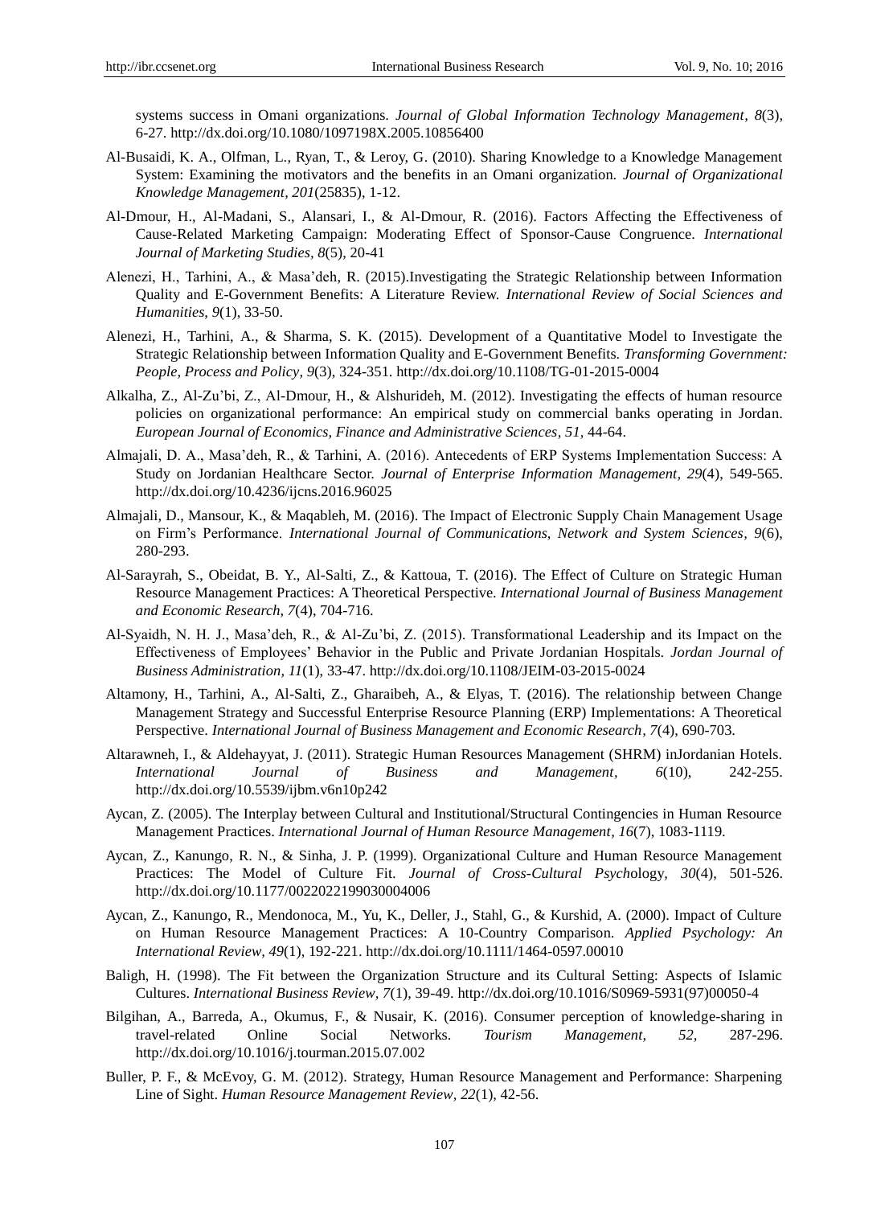systems success in Omani organizations. *Journal of Global Information Technology Management, 8*(3), 6-27. http://dx.doi.org/10.1080/1097198X.2005.10856400

Al-Busaidi, K. A., Olfman, L., Ryan, T., & Leroy, G. (2010). Sharing Knowledge to a Knowledge Management System: Examining the motivators and the benefits in an Omani organization. *Journal of Organizational Knowledge Management, 201*(25835), 1-12.

Al-Dmour, H., Al-Madani, S., Alansari, I., & Al-Dmour, R. (2016). Factors Affecting the Effectiveness of Cause-Related Marketing Campaign: Moderating Effect of Sponsor-Cause Congruence. *International Journal of Marketing Studies, 8*(5), 20-41

Alenezi, H., Tarhini, A., & Masa'deh, R. (2015).Investigating the Strategic Relationship between Information Quality and E-Government Benefits: A Literature Review. *International Review of Social Sciences and Humanities, 9*(1), 33-50.

Alenezi, H., Tarhini, A., & Sharma, S. K. (2015). Development of a Quantitative Model to Investigate the Strategic Relationship between Information Quality and E-Government Benefits. *Transforming Government: People, Process and Policy, 9*(3), 324-351. http://dx.doi.org/10.1108/TG-01-2015-0004

Alkalha, Z., Al-Zu'bi, Z., Al-Dmour, H., & Alshurideh, M. (2012). Investigating the effects of human resource policies on organizational performance: An empirical study on commercial banks operating in Jordan. *European Journal of Economics, Finance and Administrative Sciences, 51*, 44-64.

Almajali, D. A., Masa'deh, R., & Tarhini, A. (2016). Antecedents of ERP Systems Implementation Success: A Study on Jordanian Healthcare Sector. *Journal of Enterprise Information Management, 29*(4), 549-565. http://dx.doi.org/10.4236/ijcns.2016.96025

Almajali, D., Mansour, K., & Maqableh, M. (2016). The Impact of Electronic Supply Chain Management Usage on Firm's Performance. *International Journal of Communications, Network and System Sciences, 9*(6), 280-293.

Al-Sarayrah, S., Obeidat, B. Y., Al-Salti, Z., & Kattoua, T. (2016). The Effect of Culture on Strategic Human Resource Management Practices: A Theoretical Perspective. *International Journal of Business Management and Economic Research, 7*(4), 704-716.

Al-Syaidh, N. H. J., Masa'deh, R., & Al-Zu'bi, Z. (2015). Transformational Leadership and its Impact on the Effectiveness of Employees' Behavior in the Public and Private Jordanian Hospitals. *Jordan Journal of Business Administration, 11*(1), 33-47. http://dx.doi.org/10.1108/JEIM-03-2015-0024

Altamony, H., Tarhini, A., Al-Salti, Z., Gharaibeh, A., & Elyas, T. (2016). The relationship between Change Management Strategy and Successful Enterprise Resource Planning (ERP) Implementations: A Theoretical Perspective. *International Journal of Business Management and Economic Research, 7*(4), 690-703.

Altarawneh, I., & Aldehayyat, J. (2011). Strategic Human Resources Management (SHRM) inJordanian Hotels. *International Journal of Business and Management, 6*(10), 242-255. http://dx.doi.org/10.5539/ijbm.v6n10p242

Aycan, Z. (2005). The Interplay between Cultural and Institutional/Structural Contingencies in Human Resource Management Practices. *International Journal of Human Resource Management, 16*(7), 1083-1119.

Aycan, Z., Kanungo, R. N., & Sinha, J. P. (1999). Organizational Culture and Human Resource Management Practices: The Model of Culture Fit. *Journal of Cross-Cultural Psychology, 30*(4), 501-526. http://dx.doi.org/10.1177/0022022199030004006

Aycan, Z., Kanungo, R., Mendonoca, M., Yu, K., Deller, J., Stahl, G., & Kurshid, A. (2000). Impact of Culture on Human Resource Management Practices: A 10-Country Comparison. *Applied Psychology: An International Review, 49*(1), 192-221. http://dx.doi.org/10.1111/1464-0597.00010

Baligh, H. (1998). The Fit between the Organization Structure and its Cultural Setting: Aspects of Islamic Cultures. *International Business Review, 7*(1), 39-49. http://dx.doi.org/10.1016/S0969-5931(97)00050-4

Bilgihan, A., Barreda, A., Okumus, F., & Nusair, K. (2016). Consumer perception of knowledge-sharing in travel-related Online Social Networks. *Tourism Management, 52*, 287-296. http://dx.doi.org/10.1016/j.tourman.2015.07.002

Buller, P. F., & McEvoy, G. M. (2012). Strategy, Human Resource Management and Performance: Sharpening Line of Sight. *Human Resource Management Review, 22*(1), 42-56.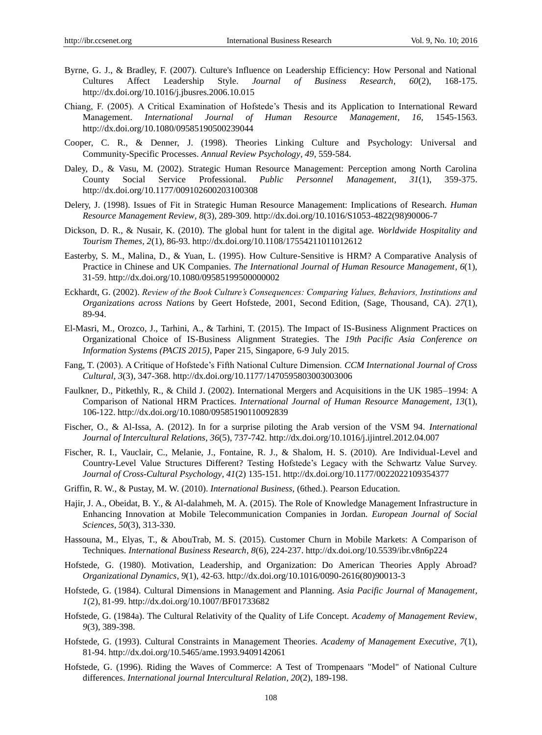Byrne, G. J., & Bradley, F. (2007). Culture's Influence on Leadership Efficiency: How Personal and National Cultures Affect Leadership Style. *Journal of Business Research, 60*(2), 168-175. http://dx.doi.org/10.1016/j.jbusres.2006.10.015

Chiang, F. (2005). A Critical Examination of Hofstede's Thesis and its Application to International Reward Management. *International Journal of Human Resource Management, 16,* 1545-1563. http://dx.doi.org/10.1080/09585190500239044

Cooper, C. R., & Denner, J. (1998). Theories Linking Culture and Psychology: Universal and Community-Specific Processes. *Annual Review Psychology, 49,* 559-584.

Daley, D., & Vasu, M. (2002). Strategic Human Resource Management: Perception among North Carolina County Social Service Professional. *Public Personnel Management, 31*(1), 359-375. http://dx.doi.org/10.1177/009102600203100308

Delery, J. (1998). Issues of Fit in Strategic Human Resource Management: Implications of Research. *Human Resource Management Review, 8*(3), 289-309. http://dx.doi.org/10.1016/S1053-4822(98)90006-7

Dickson, D. R., & Nusair, K. (2010). The global hunt for talent in the digital age. *Worldwide Hospitality and Tourism Themes, 2*(1), 86-93. http://dx.doi.org/10.1108/17554211011012612

Easterby, S. M., Malina, D., & Yuan, L. (1995). How Culture-Sensitive is HRM? A Comparative Analysis of Practice in Chinese and UK Companies. *The International Journal of Human Resource Management, 6*(1), 31-59. http://dx.doi.org/10.1080/09585199500000002

Eckhardt, G. (2002). *Review of the Book Culture's Consequences: Comparing Values, Behaviors, Institutions and Organizations across Nations* by Geert Hofstede, 2001, Second Edition, (Sage, Thousand, CA). *27*(1), 89-94.

El-Masri, M., Orozco, J., Tarhini, A., & Tarhini, T. (2015). The Impact of IS-Business Alignment Practices on Organizational Choice of IS-Business Alignment Strategies. The *19th Pacific Asia Conference on Information Systems (PACIS 2015)*, Paper 215, Singapore, 6-9 July 2015.

Fang, T. (2003). A Critique of Hofstede's Fifth National Culture Dimension. *CCM International Journal of Cross Cultural, 3*(3), 347-368. http://dx.doi.org/10.1177/1470595803003003006

Faulkner, D., Pitkethly, R., & Child J. (2002). International Mergers and Acquisitions in the UK 1985–1994: A Comparison of National HRM Practices. *International Journal of Human Resource Management, 13*(1), 106-122. http://dx.doi.org/10.1080/09585190110092839

Fischer, O., & Al-Issa, A. (2012). In for a surprise piloting the Arab version of the VSM 94. *International Journal of Intercultural Relations, 36*(5), 737-742. http://dx.doi.org/10.1016/j.ijintrel.2012.04.007

Fischer, R. I., Vauclair, C., Melanie, J., Fontaine, R. J., & Shalom, H. S. (2010). Are Individual-Level and Country-Level Value Structures Different? Testing Hofstede's Legacy with the Schwartz Value Survey. *Journal of Cross-Cultural Psychology, 41*(2) 135-151. http://dx.doi.org/10.1177/0022022109354377

Griffin, R. W., & Pustay, M. W. (2010). *International Business,* (6thed.). Pearson Education.

Hajir, J. A., Obeidat, B. Y., & Al-dalahmeh, M. A. (2015). The Role of Knowledge Management Infrastructure in Enhancing Innovation at Mobile Telecommunication Companies in Jordan. *European Journal of Social Sciences, 50*(3), 313-330.

Hassouna, M., Elyas, T., & AbouTrab, M. S. (2015). Customer Churn in Mobile Markets: A Comparison of Techniques. *International Business Research, 8*(6), 224-237. http://dx.doi.org/10.5539/ibr.v8n6p224

Hofstede, G. (1980). Motivation, Leadership, and Organization: Do American Theories Apply Abroad? *Organizational Dynamics, 9*(1), 42-63. http://dx.doi.org/10.1016/0090-2616(80)90013-3

Hofstede, G. (1984). Cultural Dimensions in Management and Planning. *Asia Pacific Journal of Management, 1*(2), 81-99. http://dx.doi.org/10.1007/BF01733682

Hofstede, G. (1984a). The Cultural Relativity of the Quality of Life Concept. *Academy of Management Review, 9*(3), 389-398.

Hofstede, G. (1993). Cultural Constraints in Management Theories. *Academy of Management Executive, 7*(1), 81-94. http://dx.doi.org/10.5465/ame.1993.9409142061

Hofstede, G. (1996). Riding the Waves of Commerce: A Test of Trompenaars "Model" of National Culture differences. *International journal Intercultural Relation, 20*(2), 189-198.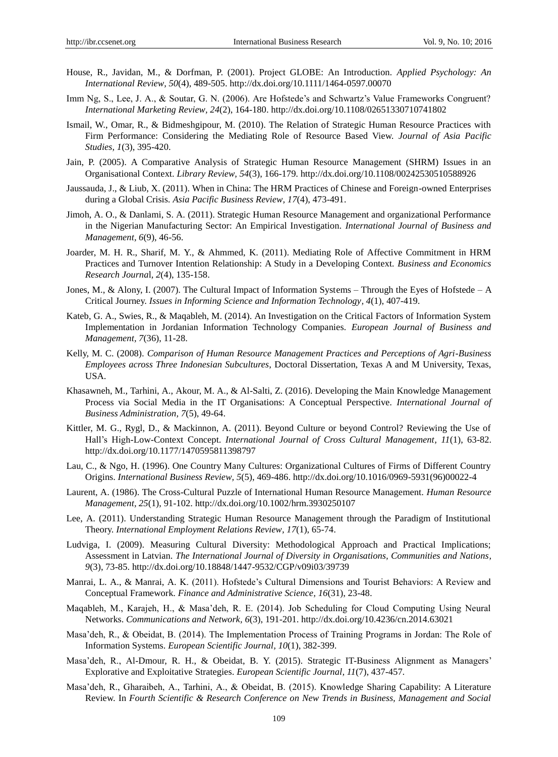House, R., Javidan, M., & Dorfman, P. (2001). Project GLOBE: An Introduction. *Applied Psychology: An International Review, 50*(4), 489-505. http://dx.doi.org/10.1111/1464-0597.00070

Imm Ng, S., Lee, J. A., & Soutar, G. N. (2006). Are Hofstede's and Schwartz's Value Frameworks Congruent? *International Marketing Review, 24*(2), 164-180. http://dx.doi.org/10.1108/02651330710741802

Ismail, W., Omar, R., & Bidmeshgipour, M. (2010). The Relation of Strategic Human Resource Practices with Firm Performance: Considering the Mediating Role of Resource Based View. *Journal of Asia Pacific Studies, 1*(3), 395-420.

Jain, P. (2005). A Comparative Analysis of Strategic Human Resource Management (SHRM) Issues in an Organisational Context. *Library Review, 54*(3), 166-179. http://dx.doi.org/10.1108/00242530510588926

Jaussauda, J., & Liub, X. (2011). When in China: The HRM Practices of Chinese and Foreign-owned Enterprises during a Global Crisis. *Asia Pacific Business Review, 17*(4), 473-491.

Jimoh, A. O., & Danlami, S. A. (2011). Strategic Human Resource Management and organizational Performance in the Nigerian Manufacturing Sector: An Empirical Investigation. *International Journal of Business and Management, 6*(9), 46-56.

Joarder, M. H. R., Sharif, M. Y., & Ahmmed, K. (2011). Mediating Role of Affective Commitment in HRM Practices and Turnover Intention Relationship: A Study in a Developing Context. *Business and Economics Research Journal, 2*(4), 135-158.

Jones, M., & Alony, I. (2007). The Cultural Impact of Information Systems – Through the Eyes of Hofstede – A Critical Journey. *Issues in Informing Science and Information Technology, 4*(1), 407-419.

Kateb, G. A., Swies, R., & Maqableh, M. (2014). An Investigation on the Critical Factors of Information System Implementation in Jordanian Information Technology Companies. *European Journal of Business and Management, 7*(36), 11-28.

Kelly, M. C. (2008). *Comparison of Human Resource Management Practices and Perceptions of Agri-Business Employees across Three Indonesian Subcultures*, Doctoral Dissertation, Texas A and M University, Texas, USA.

Khasawneh, M., Tarhini, A., Akour, M. A., & Al-Salti, Z. (2016). Developing the Main Knowledge Management Process via Social Media in the IT Organisations: A Conceptual Perspective. *International Journal of Business Administration, 7*(5), 49-64.

Kittler, M. G., Rygl, D., & Mackinnon, A. (2011). Beyond Culture or beyond Control? Reviewing the Use of Hall's High-Low-Context Concept. *International Journal of Cross Cultural Management, 11*(1), 63-82. http://dx.doi.org/10.1177/1470595811398797

Lau, C., & Ngo, H. (1996). One Country Many Cultures: Organizational Cultures of Firms of Different Country Origins. *International Business Review, 5*(5), 469-486. http://dx.doi.org/10.1016/0969-5931(96)00022-4

Laurent, A. (1986). The Cross-Cultural Puzzle of International Human Resource Management. *Human Resource Management, 25*(1), 91-102. http://dx.doi.org/10.1002/hrm.3930250107

Lee, A. (2011). Understanding Strategic Human Resource Management through the Paradigm of Institutional Theory. *International Employment Relations Review, 17*(1), 65-74.

Ludviga, I. (2009). Measuring Cultural Diversity: Methodological Approach and Practical Implications; Assessment in Latvian. *The International Journal of Diversity in Organisations, Communities and Nations, 9*(3), 73-85. http://dx.doi.org/10.18848/1447-9532/CGP/v09i03/39739

Manrai, L. A., & Manrai, A. K. (2011). Hofstede's Cultural Dimensions and Tourist Behaviors: A Review and Conceptual Framework. *Finance and Administrative Science, 16*(31), 23-48.

Maqableh, M., Karajeh, H., & Masa'deh, R. E. (2014). Job Scheduling for Cloud Computing Using Neural Networks. *Communications and Network, 6*(3), 191-201. http://dx.doi.org/10.4236/cn.2014.63021

Masa'deh, R., & Obeidat, B. (2014). The Implementation Process of Training Programs in Jordan: The Role of Information Systems. *European Scientific Journal, 10*(1), 382-399.

Masa'deh, R., Al-Dmour, R. H., & Obeidat, B. Y. (2015). Strategic IT-Business Alignment as Managers' Explorative and Exploitative Strategies. *European Scientific Journal, 11*(7), 437-457.

Masa'deh, R., Gharaibeh, A., Tarhini, A., & Obeidat, B. (2015). Knowledge Sharing Capability: A Literature Review. In *Fourth Scientific & Research Conference on New Trends in Business, Management and Social*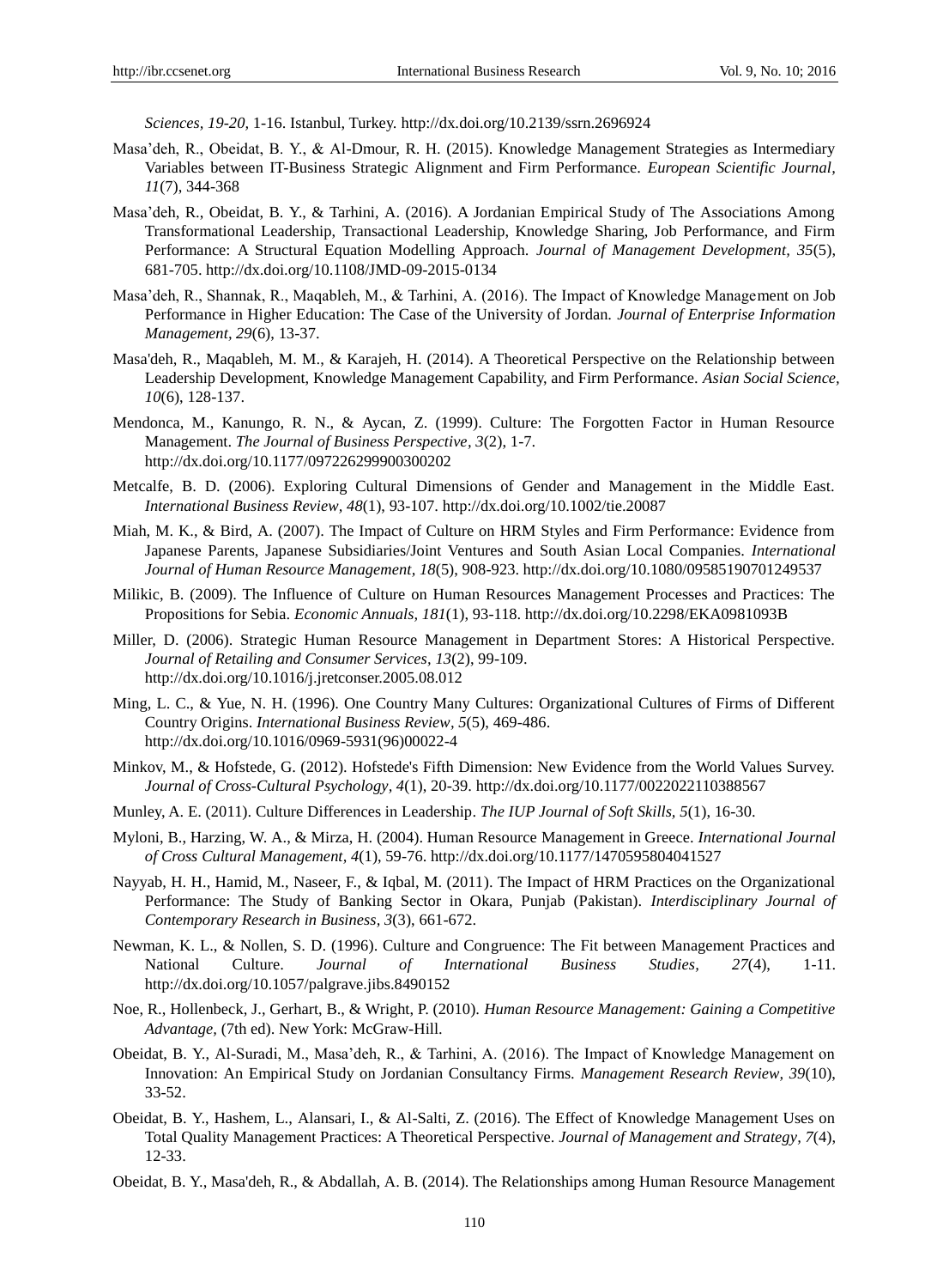*Sciences, 19-20,* 1-16. Istanbul, Turkey. http://dx.doi.org/10.2139/ssrn.2696924

Masa'deh, R., Obeidat, B. Y., & Al-Dmour, R. H. (2015). Knowledge Management Strategies as Intermediary Variables between IT-Business Strategic Alignment and Firm Performance. *European Scientific Journal, 11*(7), 344-368

Masa'deh, R., Obeidat, B. Y., & Tarhini, A. (2016). A Jordanian Empirical Study of The Associations Among Transformational Leadership, Transactional Leadership, Knowledge Sharing, Job Performance, and Firm Performance: A Structural Equation Modelling Approach. *Journal of Management Development, 35*(5), 681-705. http://dx.doi.org/10.1108/JMD-09-2015-0134

Masa'deh, R., Shannak, R., Maqableh, M., & Tarhini, A. (2016). The Impact of Knowledge Management on Job Performance in Higher Education: The Case of the University of Jordan. *Journal of Enterprise Information Management, 29*(6), 13-37.

Masa'deh, R., Maqableh, M. M., & Karajeh, H. (2014). A Theoretical Perspective on the Relationship between Leadership Development, Knowledge Management Capability, and Firm Performance. *Asian Social Science, 10*(6), 128-137.

Mendonca, M., Kanungo, R. N., & Aycan, Z. (1999). Culture: The Forgotten Factor in Human Resource Management. *The Journal of Business Perspective, 3*(2), 1-7. http://dx.doi.org/10.1177/097226299900300202

Metcalfe, B. D. (2006). Exploring Cultural Dimensions of Gender and Management in the Middle East. *International Business Review, 48*(1), 93-107. http://dx.doi.org/10.1002/tie.20087

Miah, M. K., & Bird, A. (2007). The Impact of Culture on HRM Styles and Firm Performance: Evidence from Japanese Parents, Japanese Subsidiaries/Joint Ventures and South Asian Local Companies. *International Journal of Human Resource Management, 18*(5), 908-923. http://dx.doi.org/10.1080/09585190701249537

Milikic, B. (2009). The Influence of Culture on Human Resources Management Processes and Practices: The Propositions for Sebia. *Economic Annuals, 181*(1), 93-118. http://dx.doi.org/10.2298/EKA0981093B

Miller, D. (2006). Strategic Human Resource Management in Department Stores: A Historical Perspective. *Journal of Retailing and Consumer Services, 13*(2), 99-109. http://dx.doi.org/10.1016/j.jretconser.2005.08.012

Ming, L. C., & Yue, N. H. (1996). One Country Many Cultures: Organizational Cultures of Firms of Different Country Origins. *International Business Review, 5*(5), 469-486. http://dx.doi.org/10.1016/0969-5931(96)00022-4

Minkov, M., & Hofstede, G. (2012). Hofstede's Fifth Dimension: New Evidence from the World Values Survey. *Journal of Cross-Cultural Psychology, 4*(1), 20-39. http://dx.doi.org/10.1177/0022022110388567

Munley, A. E. (2011). Culture Differences in Leadership. *The IUP Journal of Soft Skills, 5*(1), 16-30.

Myloni, B., Harzing, W. A., & Mirza, H. (2004). Human Resource Management in Greece. *International Journal of Cross Cultural Management, 4*(1), 59-76. http://dx.doi.org/10.1177/1470595804041527

Nayyab, H. H., Hamid, M., Naseer, F., & Iqbal, M. (2011). The Impact of HRM Practices on the Organizational Performance: The Study of Banking Sector in Okara, Punjab (Pakistan). *Interdisciplinary Journal of Contemporary Research in Business, 3*(3), 661-672.

Newman, K. L., & Nollen, S. D. (1996). Culture and Congruence: The Fit between Management Practices and National Culture. *Journal of International Business Studies, 27*(4), 1-11. http://dx.doi.org/10.1057/palgrave.jibs.8490152

Noe, R., Hollenbeck, J., Gerhart, B., & Wright, P. (2010). *Human Resource Management: Gaining a Competitive Advantage*, (7th ed). New York: McGraw-Hill.

Obeidat, B. Y., Al-Suradi, M., Masa'deh, R., & Tarhini, A. (2016). The Impact of Knowledge Management on Innovation: An Empirical Study on Jordanian Consultancy Firms. *Management Research Review, 39*(10), 33-52.

Obeidat, B. Y., Hashem, L., Alansari, I., & Al-Salti, Z. (2016). The Effect of Knowledge Management Uses on Total Quality Management Practices: A Theoretical Perspective. *Journal of Management and Strategy, 7*(4), 12-33.

Obeidat, B. Y., Masa'deh, R., & Abdallah, A. B. (2014). The Relationships among Human Resource Management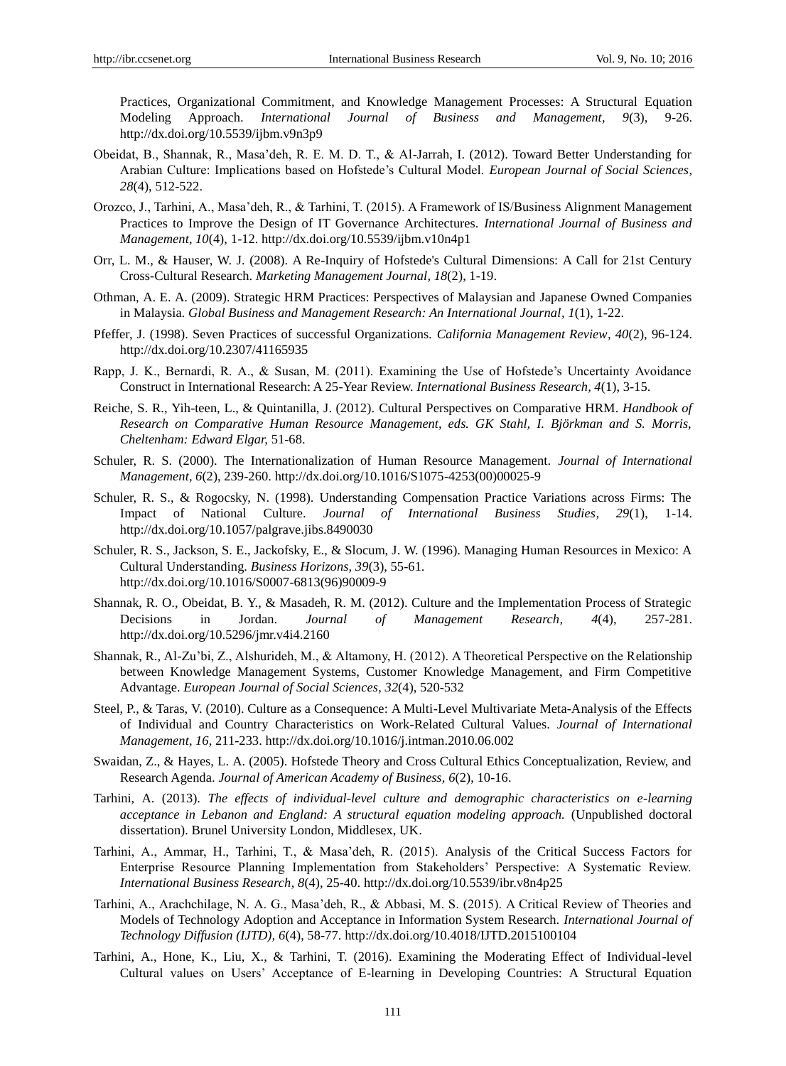Practices, Organizational Commitment, and Knowledge Management Processes: A Structural Equation Modeling Approach. *International Journal of Business and Management, 9*(3), 9-26. http://dx.doi.org/10.5539/ijbm.v9n3p9

Obeidat, B., Shannak, R., Masa'deh, R. E. M. D. T., & Al-Jarrah, I. (2012). Toward Better Understanding for Arabian Culture: Implications based on Hofstede's Cultural Model. *European Journal of Social Sciences, 28*(4), 512-522.

Orozco, J., Tarhini, A., Masa'deh, R., & Tarhini, T. (2015). A Framework of IS/Business Alignment Management Practices to Improve the Design of IT Governance Architectures. *International Journal of Business and Management, 10*(4), 1-12. http://dx.doi.org/10.5539/ijbm.v10n4p1

Orr, L. M., & Hauser, W. J. (2008). A Re-Inquiry of Hofstede's Cultural Dimensions: A Call for 21st Century Cross-Cultural Research. *Marketing Management Journal, 18*(2), 1-19.

Othman, A. E. A. (2009). Strategic HRM Practices: Perspectives of Malaysian and Japanese Owned Companies in Malaysia. *Global Business and Management Research: An International Journal, 1*(1), 1-22.

Pfeffer, J. (1998). Seven Practices of successful Organizations. *California Management Review, 40*(2), 96-124. http://dx.doi.org/10.2307/41165935

Rapp, J. K., Bernardi, R. A., & Susan, M. (2011). Examining the Use of Hofstede's Uncertainty Avoidance Construct in International Research: A 25-Year Review. *International Business Research, 4*(1), 3-15.

Reiche, S. R., Yih-teen, L., & Quintanilla, J. (2012). Cultural Perspectives on Comparative HRM. *Handbook of Research on Comparative Human Resource Management, eds. GK Stahl, I. Björkman and S. Morris, Cheltenham: Edward Elgar,* 51-68.

Schuler, R. S. (2000). The Internationalization of Human Resource Management. *Journal of International Management, 6*(2), 239-260. http://dx.doi.org/10.1016/S1075-4253(00)00025-9

Schuler, R. S., & Rogocsky, N. (1998). Understanding Compensation Practice Variations across Firms: The Impact of National Culture. *Journal of International Business Studies, 29*(1), 1-14. http://dx.doi.org/10.1057/palgrave.jibs.8490030

Schuler, R. S., Jackson, S. E., Jackofsky, E., & Slocum, J. W. (1996). Managing Human Resources in Mexico: A Cultural Understanding. *Business Horizons, 39*(3), 55-61. http://dx.doi.org/10.1016/S0007-6813(96)90009-9

Shannak, R. O., Obeidat, B. Y., & Masadeh, R. M. (2012). Culture and the Implementation Process of Strategic Decisions in Jordan. *Journal of Management Research, 4*(4), 257-281. http://dx.doi.org/10.5296/jmr.v4i4.2160

Shannak, R., Al-Zu'bi, Z., Alshurideh, M., & Altamony, H. (2012). A Theoretical Perspective on the Relationship between Knowledge Management Systems, Customer Knowledge Management, and Firm Competitive Advantage. *European Journal of Social Sciences, 32*(4), 520-532

Steel, P., & Taras, V. (2010). Culture as a Consequence: A Multi-Level Multivariate Meta-Analysis of the Effects of Individual and Country Characteristics on Work-Related Cultural Values. *Journal of International Management, 16,* 211-233. http://dx.doi.org/10.1016/j.intman.2010.06.002

Swaidan, Z., & Hayes, L. A. (2005). Hofstede Theory and Cross Cultural Ethics Conceptualization, Review, and Research Agenda. *Journal of American Academy of Business, 6*(2), 10-16.

Tarhini, A. (2013). *The effects of individual-level culture and demographic characteristics on e-learning acceptance in Lebanon and England: A structural equation modeling approach.* (Unpublished doctoral dissertation). Brunel University London, Middlesex, UK.

Tarhini, A., Ammar, H., Tarhini, T., & Masa'deh, R. (2015). Analysis of the Critical Success Factors for Enterprise Resource Planning Implementation from Stakeholders' Perspective: A Systematic Review. *International Business Research, 8*(4), 25-40. http://dx.doi.org/10.5539/ibr.v8n4p25

Tarhini, A., Arachchilage, N. A. G., Masa'deh, R., & Abbasi, M. S. (2015). A Critical Review of Theories and Models of Technology Adoption and Acceptance in Information System Research. *International Journal of Technology Diffusion (IJTD), 6*(4), 58-77. http://dx.doi.org/10.4018/IJTD.2015100104

Tarhini, A., Hone, K., Liu, X., & Tarhini, T. (2016). Examining the Moderating Effect of Individual-level Cultural values on Users' Acceptance of E-learning in Developing Countries: A Structural Equation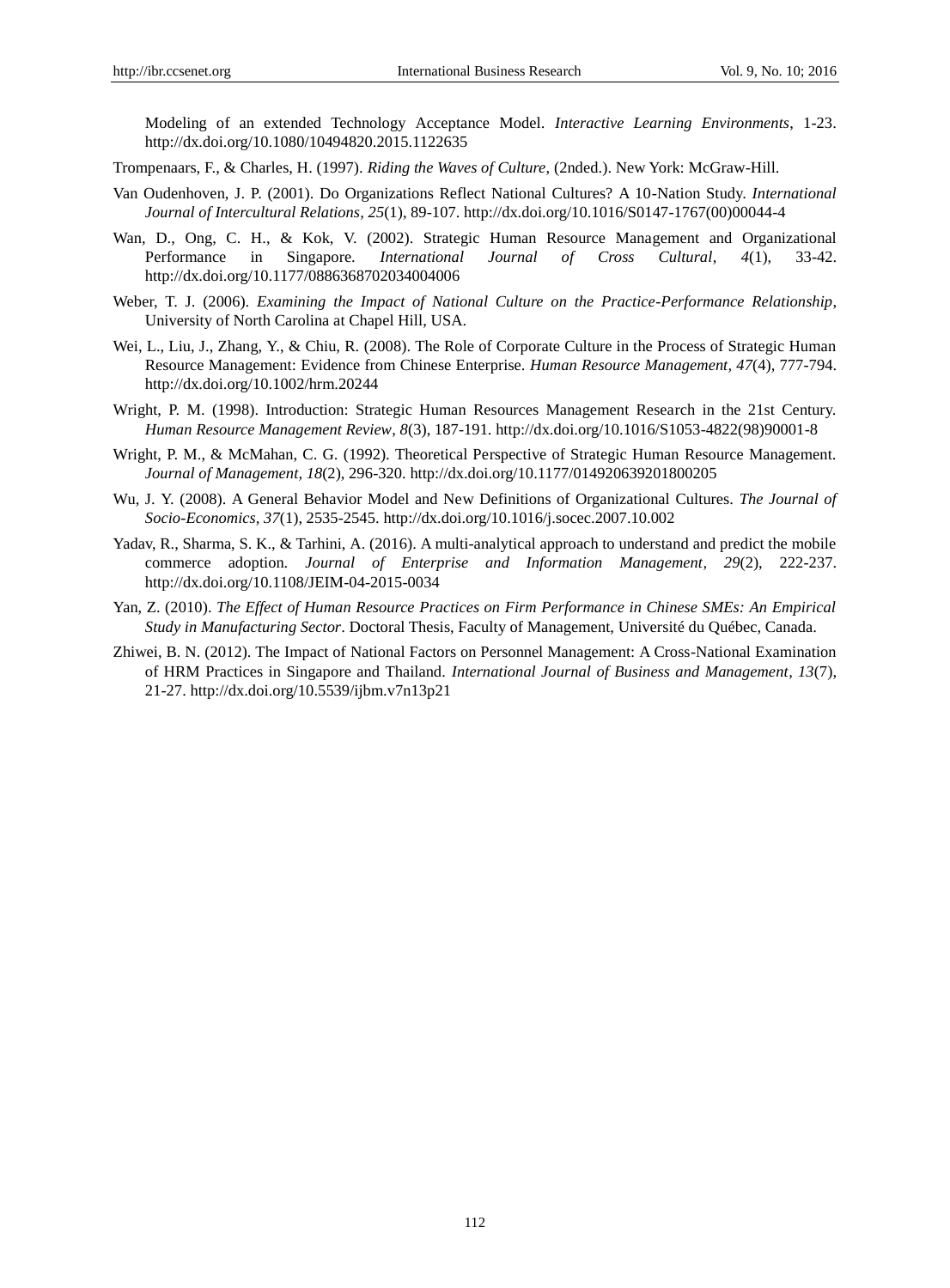Modeling of an extended Technology Acceptance Model. *Interactive Learning Environments*, 1-23. http://dx.doi.org/10.1080/10494820.2015.1122635

Trompenaars, F., & Charles, H. (1997). *Riding the Waves of Culture*, (2nded.). New York: McGraw-Hill.

Van Oudenhoven, J. P. (2001). Do Organizations Reflect National Cultures? A 10-Nation Study. *International Journal of Intercultural Relations*, *25*(1), 89-107. http://dx.doi.org/10.1016/S0147-1767(00)00044-4

Wan, D., Ong, C. H., & Kok, V. (2002). Strategic Human Resource Management and Organizational Performance in Singapore. *International Journal of Cross Cultural*, *4*(1), 33-42. http://dx.doi.org/10.1177/0886368702034004006

Weber, T. J. (2006). *Examining the Impact of National Culture on the Practice-Performance Relationship*, University of North Carolina at Chapel Hill, USA.

Wei, L., Liu, J., Zhang, Y., & Chiu, R. (2008). The Role of Corporate Culture in the Process of Strategic Human Resource Management: Evidence from Chinese Enterprise. *Human Resource Management*, *47*(4), 777-794. http://dx.doi.org/10.1002/hrm.20244

Wright, P. M. (1998). Introduction: Strategic Human Resources Management Research in the 21st Century. *Human Resource Management Review*, *8*(3), 187-191. http://dx.doi.org/10.1016/S1053-4822(98)90001-8

Wright, P. M., & McMahan, C. G. (1992). Theoretical Perspective of Strategic Human Resource Management. *Journal of Management*, *18*(2), 296-320. http://dx.doi.org/10.1177/014920639201800205

Wu, J. Y. (2008). A General Behavior Model and New Definitions of Organizational Cultures. *The Journal of Socio-Economics*, *37*(1), 2535-2545. http://dx.doi.org/10.1016/j.socec.2007.10.002

Yadav, R., Sharma, S. K., & Tarhini, A. (2016). A multi-analytical approach to understand and predict the mobile commerce adoption. *Journal of Enterprise and Information Management*, *29*(2), 222-237. http://dx.doi.org/10.1108/JEIM-04-2015-0034

Yan, Z. (2010). *The Effect of Human Resource Practices on Firm Performance in Chinese SMEs: An Empirical Study in Manufacturing Sector*. Doctoral Thesis, Faculty of Management, Université du Québec, Canada.

Zhiwei, B. N. (2012). The Impact of National Factors on Personnel Management: A Cross-National Examination of HRM Practices in Singapore and Thailand. *International Journal of Business and Management*, *13*(7), 21-27. http://dx.doi.org/10.5539/ijbm.v7n13p21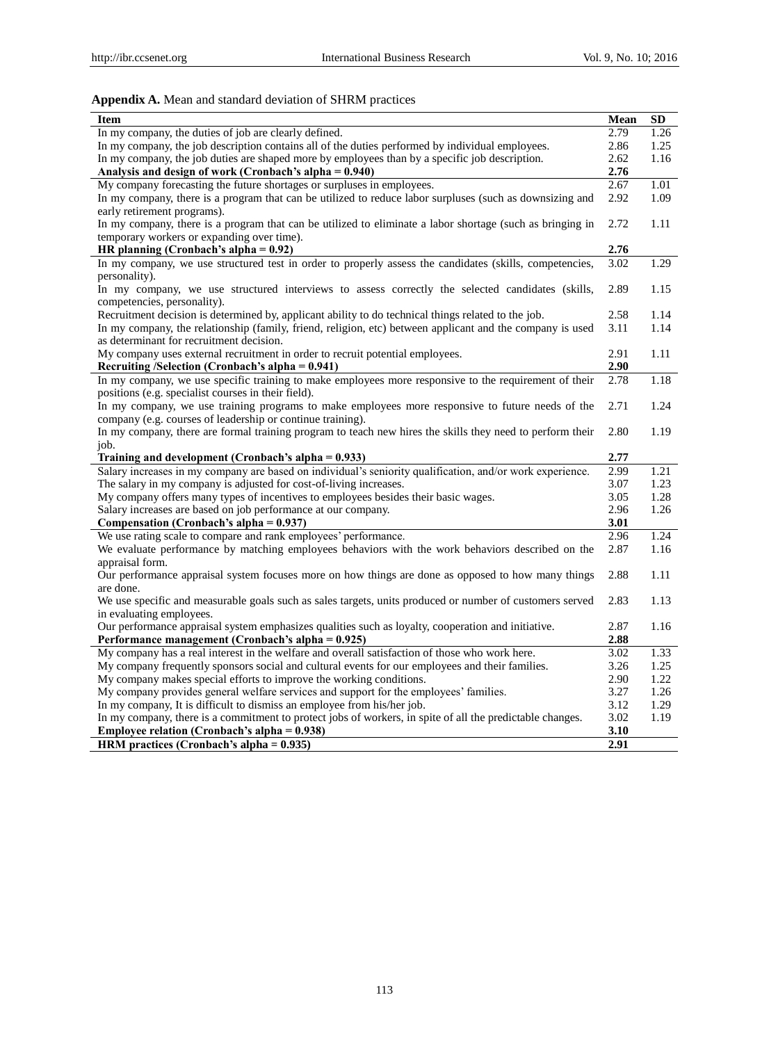**Appendix A.** Mean and standard deviation of SHRM practices

| Item | Mean | SD |
|---|---|---|
| In my company, the duties of job are clearly defined. | 2.79 | 1.26 |
| In my company, the job description contains all of the duties performed by individual employees. | 2.86 | 1.25 |
| In my company, the job duties are shaped more by employees than by a specific job description. | 2.62 | 1.16 |
| **Analysis and design of work (Cronbach's alpha = 0.940)** | **2.76** | |
| My company forecasting the future shortages or surpluses in employees. | 2.67 | 1.01 |
| In my company, there is a program that can be utilized to reduce labor surpluses (such as downsizing and early retirement programs). | 2.92 | 1.09 |
| In my company, there is a program that can be utilized to eliminate a labor shortage (such as bringing in temporary workers or expanding over time). | 2.72 | 1.11 |
| **HR planning (Cronbach's alpha = 0.92)** | **2.76** | |
| In my company, we use structured test in order to properly assess the candidates (skills, competencies, personality). | 3.02 | 1.29 |
| In my company, we use structured interviews to assess correctly the selected candidates (skills, competencies, personality). | 2.89 | 1.15 |
| Recruitment decision is determined by, applicant ability to do technical things related to the job. | 2.58 | 1.14 |
| In my company, the relationship (family, friend, religion, etc) between applicant and the company is used as determinant for recruitment decision. | 3.11 | 1.14 |
| My company uses external recruitment in order to recruit potential employees. | 2.91 | 1.11 |
| **Recruiting /Selection (Cronbach's alpha = 0.941)** | **2.90** | |
| In my company, we use specific training to make employees more responsive to the requirement of their positions (e.g. specialist courses in their field). | 2.78 | 1.18 |
| In my company, we use training programs to make employees more responsive to future needs of the company (e.g. courses of leadership or continue training). | 2.71 | 1.24 |
| In my company, there are formal training program to teach new hires the skills they need to perform their job. | 2.80 | 1.19 |
| **Training and development (Cronbach's alpha = 0.933)** | **2.77** | |
| Salary increases in my company are based on individual's seniority qualification, and/or work experience. | 2.99 | 1.21 |
| The salary in my company is adjusted for cost-of-living increases. | 3.07 | 1.23 |
| My company offers many types of incentives to employees besides their basic wages. | 3.05 | 1.28 |
| Salary increases are based on job performance at our company. | 2.96 | 1.26 |
| **Compensation (Cronbach's alpha = 0.937)** | **3.01** | |
| We use rating scale to compare and rank employees' performance. | 2.96 | 1.24 |
| We evaluate performance by matching employees behaviors with the work behaviors described on the appraisal form. | 2.87 | 1.16 |
| Our performance appraisal system focuses more on how things are done as opposed to how many things are done. | 2.88 | 1.11 |
| We use specific and measurable goals such as sales targets, units produced or number of customers served in evaluating employees. | 2.83 | 1.13 |
| Our performance appraisal system emphasizes qualities such as loyalty, cooperation and initiative. | 2.87 | 1.16 |
| **Performance management (Cronbach's alpha = 0.925)** | **2.88** | |
| My company has a real interest in the welfare and overall satisfaction of those who work here. | 3.02 | 1.33 |
| My company frequently sponsors social and cultural events for our employees and their families. | 3.26 | 1.25 |
| My company makes special efforts to improve the working conditions. | 2.90 | 1.22 |
| My company provides general welfare services and support for the employees' families. | 3.27 | 1.26 |
| In my company, It is difficult to dismiss an employee from his/her job. | 3.12 | 1.29 |
| In my company, there is a commitment to protect jobs of workers, in spite of all the predictable changes. | 3.02 | 1.19 |
| **Employee relation (Cronbach's alpha = 0.938)** | **3.10** | |
| **HRM practices (Cronbach's alpha = 0.935)** | **2.91** | |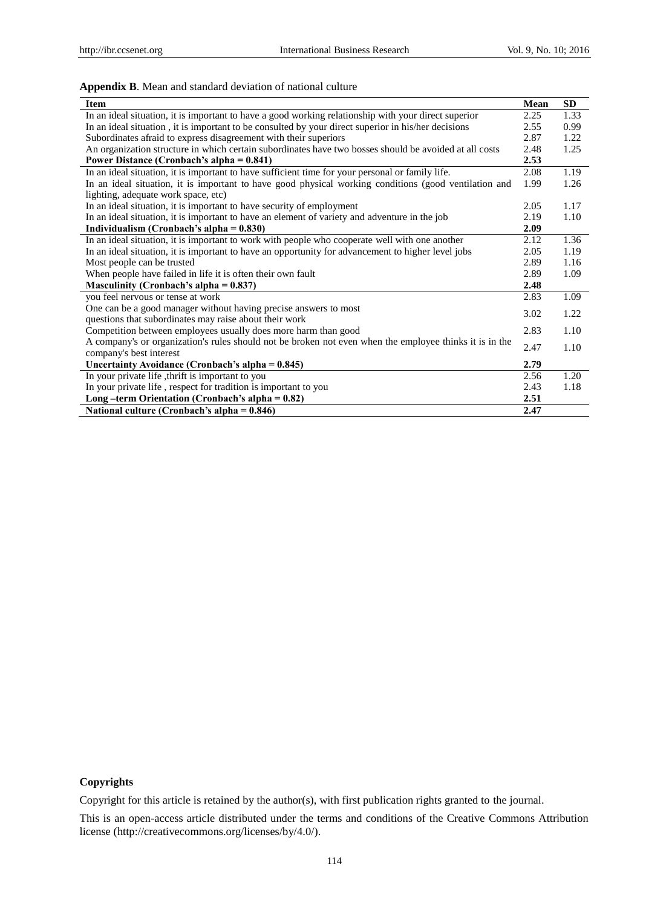**Appendix B**. Mean and standard deviation of national culture

| Item | Mean | SD |
|---|---|---|
| In an ideal situation, it is important to have a good working relationship with your direct superior | 2.25 | 1.33 |
| In an ideal situation , it is important to be consulted by your direct superior in his/her decisions | 2.55 | 0.99 |
| Subordinates afraid to express disagreement with their superiors | 2.87 | 1.22 |
| An organization structure in which certain subordinates have two bosses should be avoided at all costs | 2.48 | 1.25 |
| **Power Distance (Cronbach's alpha = 0.841)** | **2.53** | |
| In an ideal situation, it is important to have sufficient time for your personal or family life. | 2.08 | 1.19 |
| In an ideal situation, it is important to have good physical working conditions (good ventilation and lighting, adequate work space, etc) | 1.99 | 1.26 |
| In an ideal situation, it is important to have security of employment | 2.05 | 1.17 |
| In an ideal situation, it is important to have an element of variety and adventure in the job | 2.19 | 1.10 |
| **Individualism (Cronbach's alpha = 0.830)** | **2.09** | |
| In an ideal situation, it is important to work with people who cooperate well with one another | 2.12 | 1.36 |
| In an ideal situation, it is important to have an opportunity for advancement to higher level jobs | 2.05 | 1.19 |
| Most people can be trusted | 2.89 | 1.16 |
| When people have failed in life it is often their own fault | 2.89 | 1.09 |
| **Masculinity (Cronbach's alpha = 0.837)** | **2.48** | |
| you feel nervous or tense at work | 2.83 | 1.09 |
| One can be a good manager without having precise answers to most questions that subordinates may raise about their work | 3.02 | 1.22 |
| Competition between employees usually does more harm than good | 2.83 | 1.10 |
| A company's or organization's rules should not be broken not even when the employee thinks it is in the company's best interest | 2.47 | 1.10 |
| **Uncertainty Avoidance (Cronbach's alpha = 0.845)** | **2.79** | |
| In your private life ,thrift is important to you | 2.56 | 1.20 |
| In your private life , respect for tradition is important to you | 2.43 | 1.18 |
| **Long –term Orientation (Cronbach's alpha = 0.82)** | **2.51** | |
| **National culture (Cronbach's alpha = 0.846)** | **2.47** | |

**Copyrights**

Copyright for this article is retained by the author(s), with first publication rights granted to the journal.

This is an open-access article distributed under the terms and conditions of the Creative Commons Attribution license (http://creativecommons.org/licenses/by/4.0/).